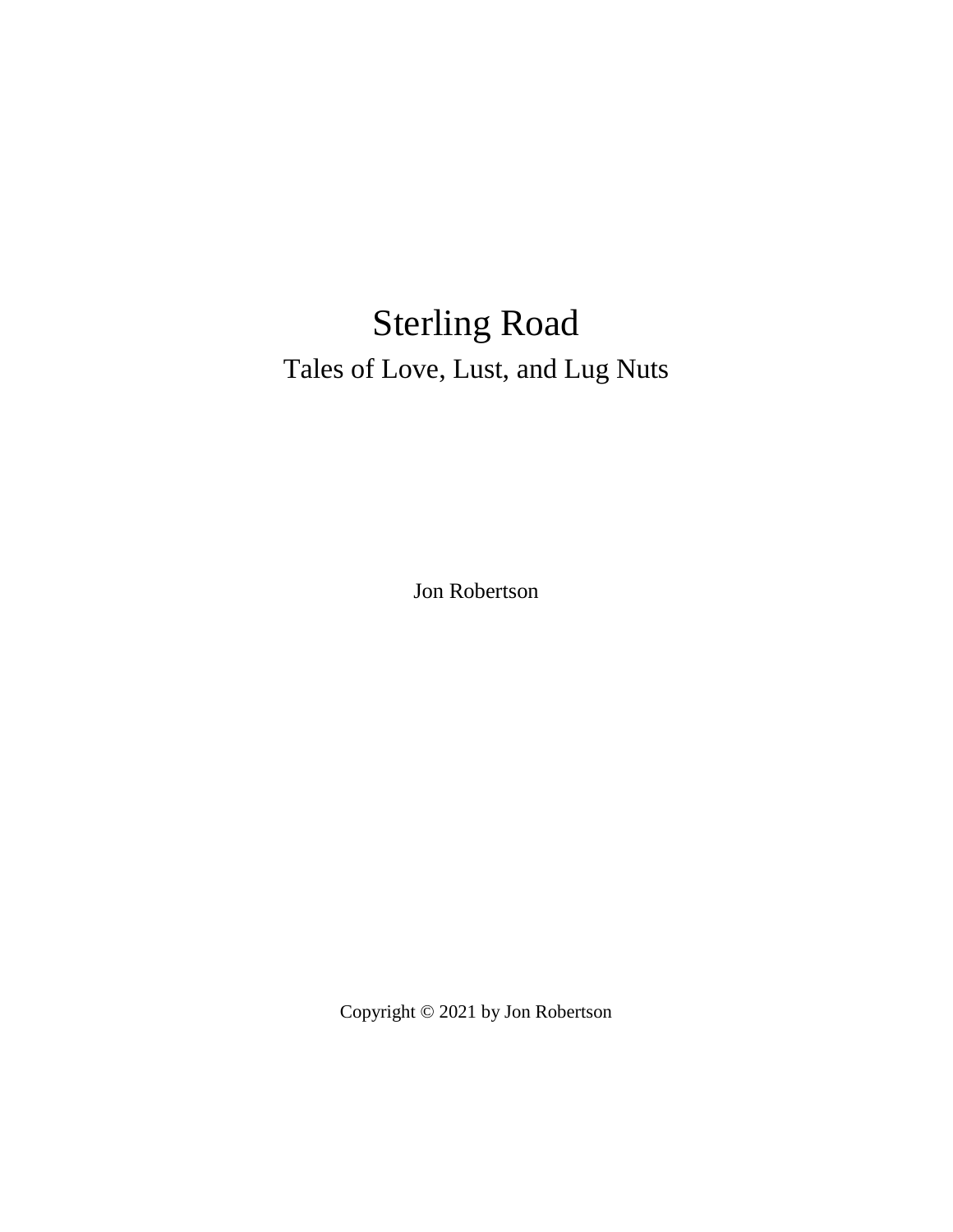# Sterling Road

## Tales of Love, Lust, and Lug Nuts

Jon Robertson

Copyright © 2021 by Jon Robertson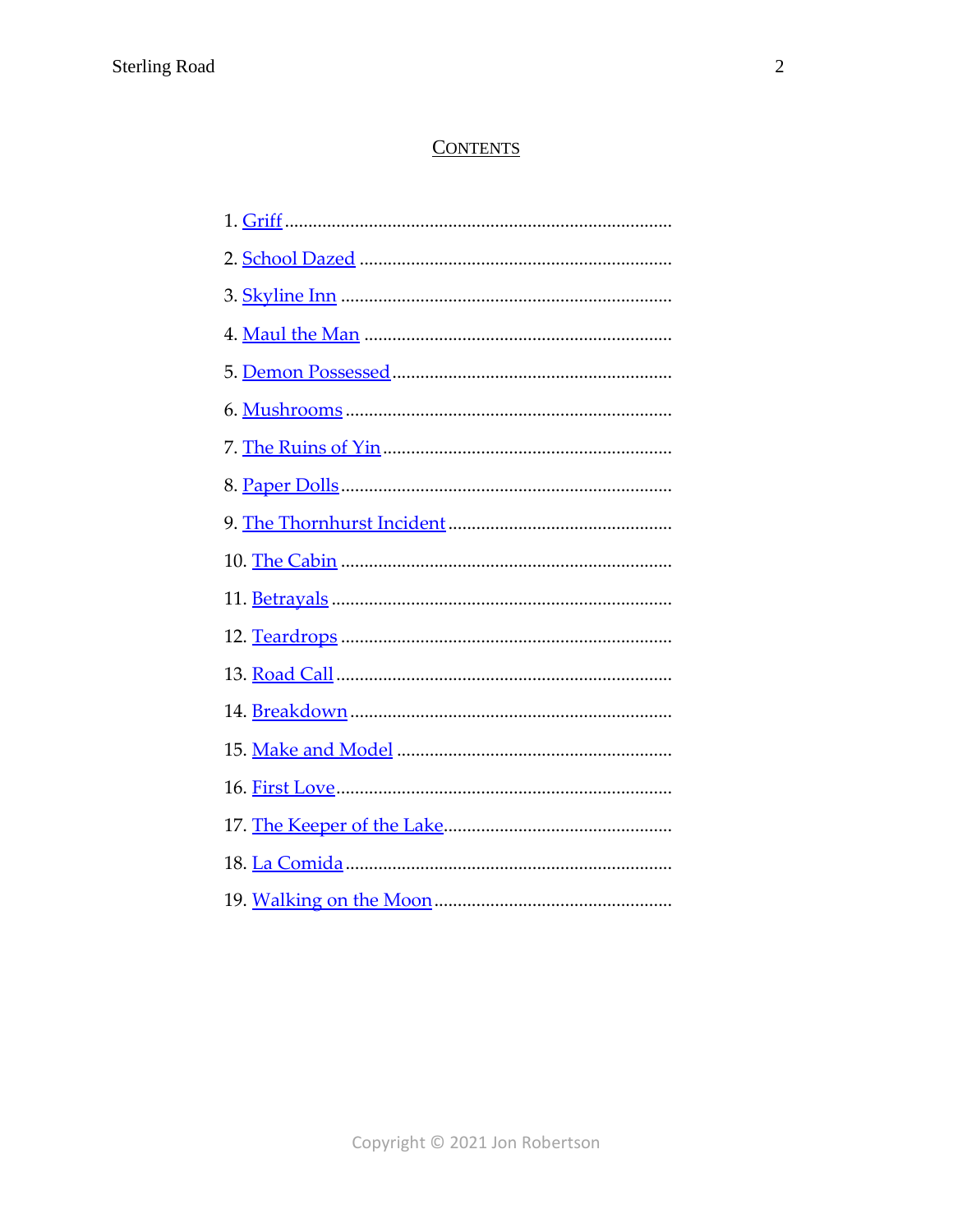## CONTENTS

1. Griff
2. School Dazed
3. Skyline Inn
4. Maul the Man
5. Demon Possessed
6. Mushrooms
7. The Ruins of Yin
8. Paper Dolls
9. The Thornhurst Incident
10. The Cabin
11. Betrayals
12. Teardrops
13. Road Call
14. Breakdown
15. Make and Model
16. First Love
17. The Keeper of the Lake
18. La Comida
19. Walking on the Moon

Copyright © 2021 Jon Robertson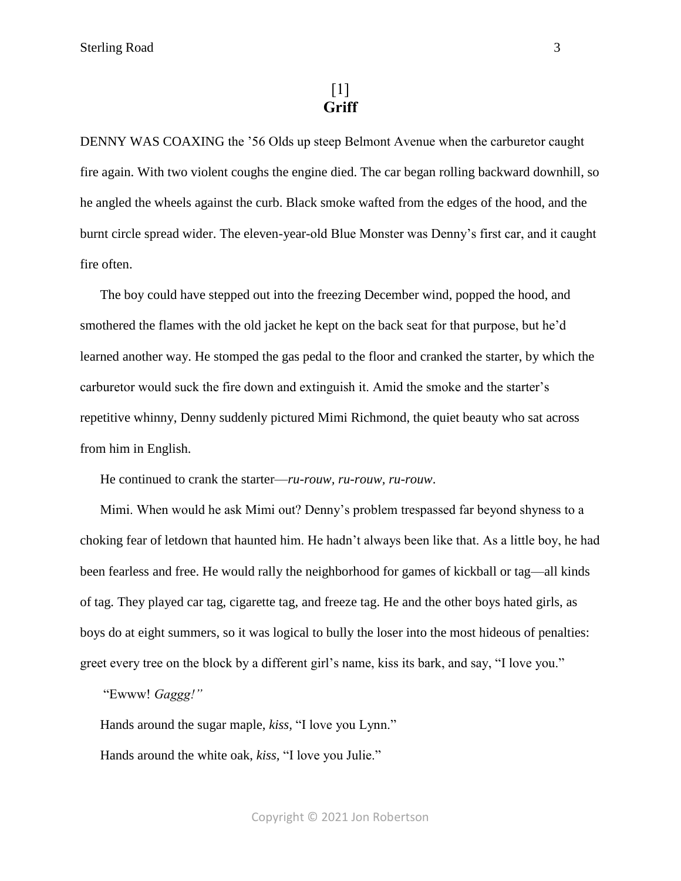# [1]
# Griff

DENNY WAS COAXING the ’56 Olds up steep Belmont Avenue when the carburetor caught fire again. With two violent coughs the engine died. The car began rolling backward downhill, so he angled the wheels against the curb. Black smoke wafted from the edges of the hood, and the burnt circle spread wider. The eleven-year-old Blue Monster was Denny’s first car, and it caught fire often.

The boy could have stepped out into the freezing December wind, popped the hood, and smothered the flames with the old jacket he kept on the back seat for that purpose, but he’d learned another way. He stomped the gas pedal to the floor and cranked the starter, by which the carburetor would suck the fire down and extinguish it. Amid the smoke and the starter’s repetitive whinny, Denny suddenly pictured Mimi Richmond, the quiet beauty who sat across from him in English.

He continued to crank the starter—*ru-rouw, ru-rouw, ru-rouw*.

Mimi. When would he ask Mimi out? Denny’s problem trespassed far beyond shyness to a choking fear of letdown that haunted him. He hadn’t always been like that. As a little boy, he had been fearless and free. He would rally the neighborhood for games of kickball or tag—all kinds of tag. They played car tag, cigarette tag, and freeze tag. He and the other boys hated girls, as boys do at eight summers, so it was logical to bully the loser into the most hideous of penalties: greet every tree on the block by a different girl’s name, kiss its bark, and say, “I love you.”

“Ewww! *Gaggg!”*

Hands around the sugar maple, *kiss*, “I love you Lynn.”

Hands around the white oak, *kiss*, “I love you Julie.”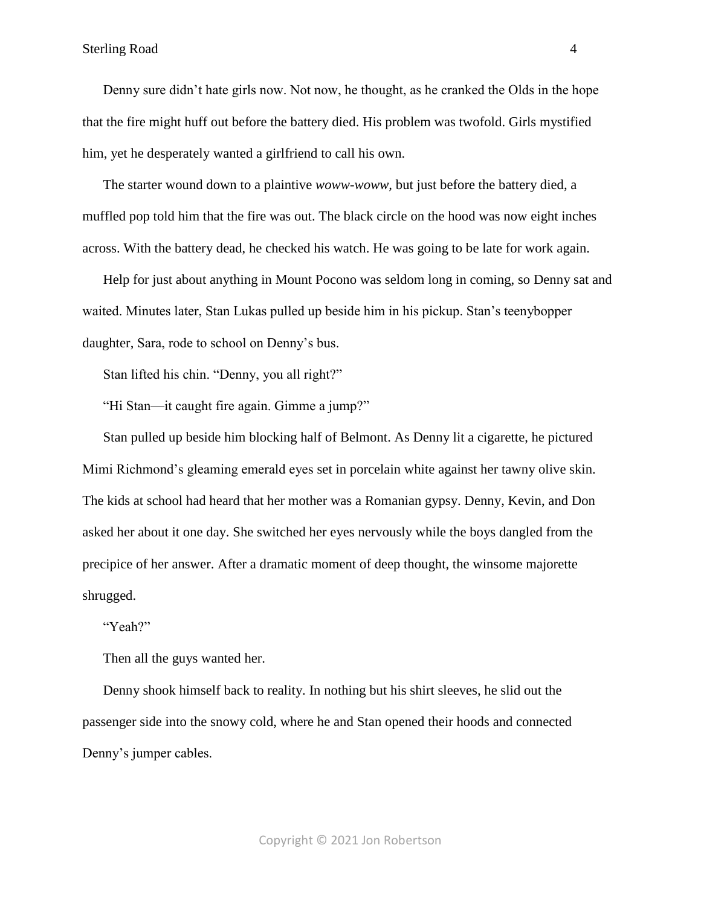Denny sure didn't hate girls now. Not now, he thought, as he cranked the Olds in the hope that the fire might huff out before the battery died. His problem was twofold. Girls mystified him, yet he desperately wanted a girlfriend to call his own.

The starter wound down to a plaintive *woww-woww*, but just before the battery died, a muffled pop told him that the fire was out. The black circle on the hood was now eight inches across. With the battery dead, he checked his watch. He was going to be late for work again.

Help for just about anything in Mount Pocono was seldom long in coming, so Denny sat and waited. Minutes later, Stan Lukas pulled up beside him in his pickup. Stan's teenybopper daughter, Sara, rode to school on Denny's bus.

Stan lifted his chin. "Denny, you all right?"

"Hi Stan—it caught fire again. Gimme a jump?"

Stan pulled up beside him blocking half of Belmont. As Denny lit a cigarette, he pictured Mimi Richmond's gleaming emerald eyes set in porcelain white against her tawny olive skin. The kids at school had heard that her mother was a Romanian gypsy. Denny, Kevin, and Don asked her about it one day. She switched her eyes nervously while the boys dangled from the precipice of her answer. After a dramatic moment of deep thought, the winsome majorette shrugged.

"Yeah?"

Then all the guys wanted her.

Denny shook himself back to reality. In nothing but his shirt sleeves, he slid out the passenger side into the snowy cold, where he and Stan opened their hoods and connected Denny's jumper cables.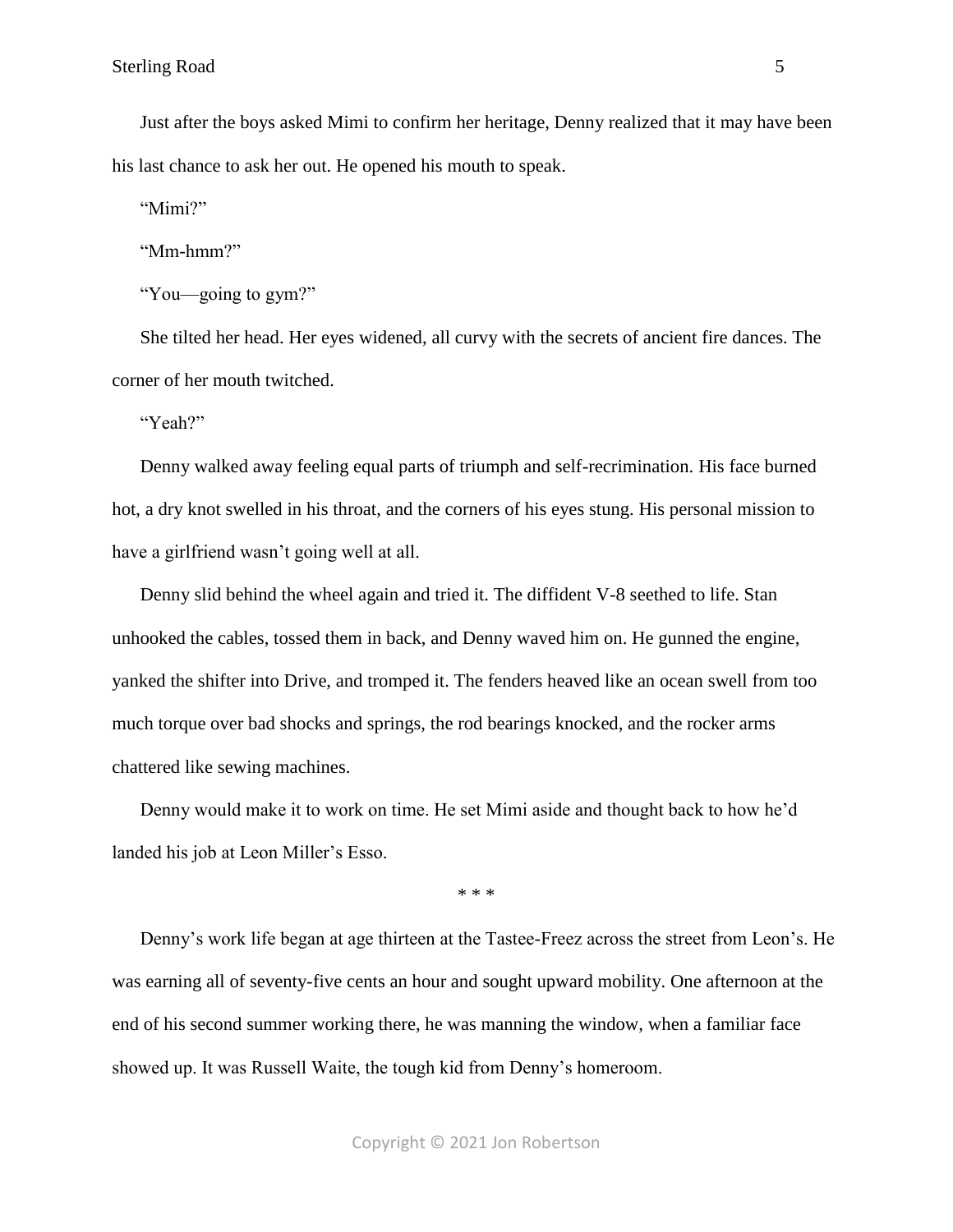Just after the boys asked Mimi to confirm her heritage, Denny realized that it may have been his last chance to ask her out. He opened his mouth to speak.

"Mimi?"

"Mm-hmm?"

"You—going to gym?"

She tilted her head. Her eyes widened, all curvy with the secrets of ancient fire dances. The corner of her mouth twitched.

"Yeah?"

Denny walked away feeling equal parts of triumph and self-recrimination. His face burned hot, a dry knot swelled in his throat, and the corners of his eyes stung. His personal mission to have a girlfriend wasn't going well at all.

Denny slid behind the wheel again and tried it. The diffident V-8 seethed to life. Stan unhooked the cables, tossed them in back, and Denny waved him on. He gunned the engine, yanked the shifter into Drive, and tromped it. The fenders heaved like an ocean swell from too much torque over bad shocks and springs, the rod bearings knocked, and the rocker arms chattered like sewing machines.

Denny would make it to work on time. He set Mimi aside and thought back to how he'd landed his job at Leon Miller's Esso.

\* \* \*

Denny's work life began at age thirteen at the Tastee-Freez across the street from Leon's. He was earning all of seventy-five cents an hour and sought upward mobility. One afternoon at the end of his second summer working there, he was manning the window, when a familiar face showed up. It was Russell Waite, the tough kid from Denny's homeroom.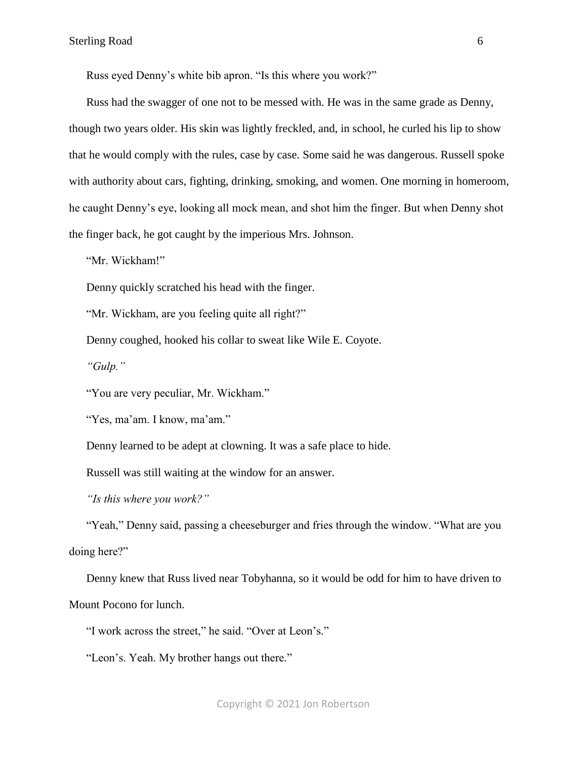Russ eyed Denny's white bib apron. "Is this where you work?"

Russ had the swagger of one not to be messed with. He was in the same grade as Denny, though two years older. His skin was lightly freckled, and, in school, he curled his lip to show that he would comply with the rules, case by case. Some said he was dangerous. Russell spoke with authority about cars, fighting, drinking, smoking, and women. One morning in homeroom, he caught Denny's eye, looking all mock mean, and shot him the finger. But when Denny shot the finger back, he got caught by the imperious Mrs. Johnson.

"Mr. Wickham!"

Denny quickly scratched his head with the finger.

"Mr. Wickham, are you feeling quite all right?"

Denny coughed, hooked his collar to sweat like Wile E. Coyote.

*"Gulp."*

"You are very peculiar, Mr. Wickham."

"Yes, ma'am. I know, ma'am."

Denny learned to be adept at clowning. It was a safe place to hide.

Russell was still waiting at the window for an answer.

*"Is this where you work?"*

"Yeah," Denny said, passing a cheeseburger and fries through the window. "What are you doing here?"

Denny knew that Russ lived near Tobyhanna, so it would be odd for him to have driven to Mount Pocono for lunch.

"I work across the street," he said. "Over at Leon's."

"Leon's. Yeah. My brother hangs out there."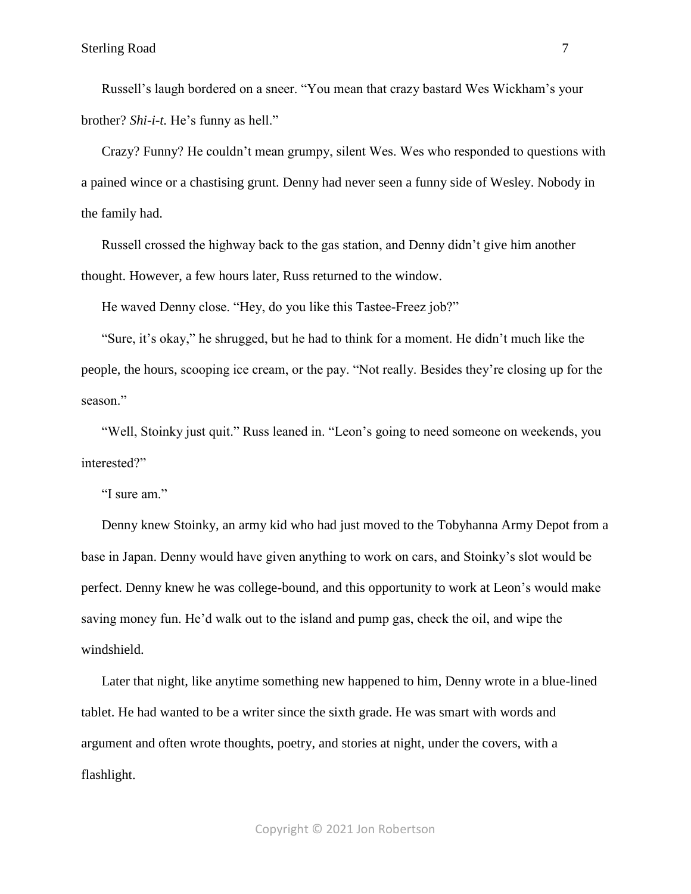Russell's laugh bordered on a sneer. "You mean that crazy bastard Wes Wickham's your brother? *Shi-i-t.* He's funny as hell."

Crazy? Funny? He couldn't mean grumpy, silent Wes. Wes who responded to questions with a pained wince or a chastising grunt. Denny had never seen a funny side of Wesley. Nobody in the family had.

Russell crossed the highway back to the gas station, and Denny didn't give him another thought. However, a few hours later, Russ returned to the window.

He waved Denny close. "Hey, do you like this Tastee-Freez job?"

"Sure, it's okay," he shrugged, but he had to think for a moment. He didn't much like the people, the hours, scooping ice cream, or the pay. "Not really. Besides they're closing up for the season."

"Well, Stoinky just quit." Russ leaned in. "Leon's going to need someone on weekends, you interested?"

"I sure am."

Denny knew Stoinky, an army kid who had just moved to the Tobyhanna Army Depot from a base in Japan. Denny would have given anything to work on cars, and Stoinky's slot would be perfect. Denny knew he was college-bound, and this opportunity to work at Leon's would make saving money fun. He'd walk out to the island and pump gas, check the oil, and wipe the windshield.

Later that night, like anytime something new happened to him, Denny wrote in a blue-lined tablet. He had wanted to be a writer since the sixth grade. He was smart with words and argument and often wrote thoughts, poetry, and stories at night, under the covers, with a flashlight.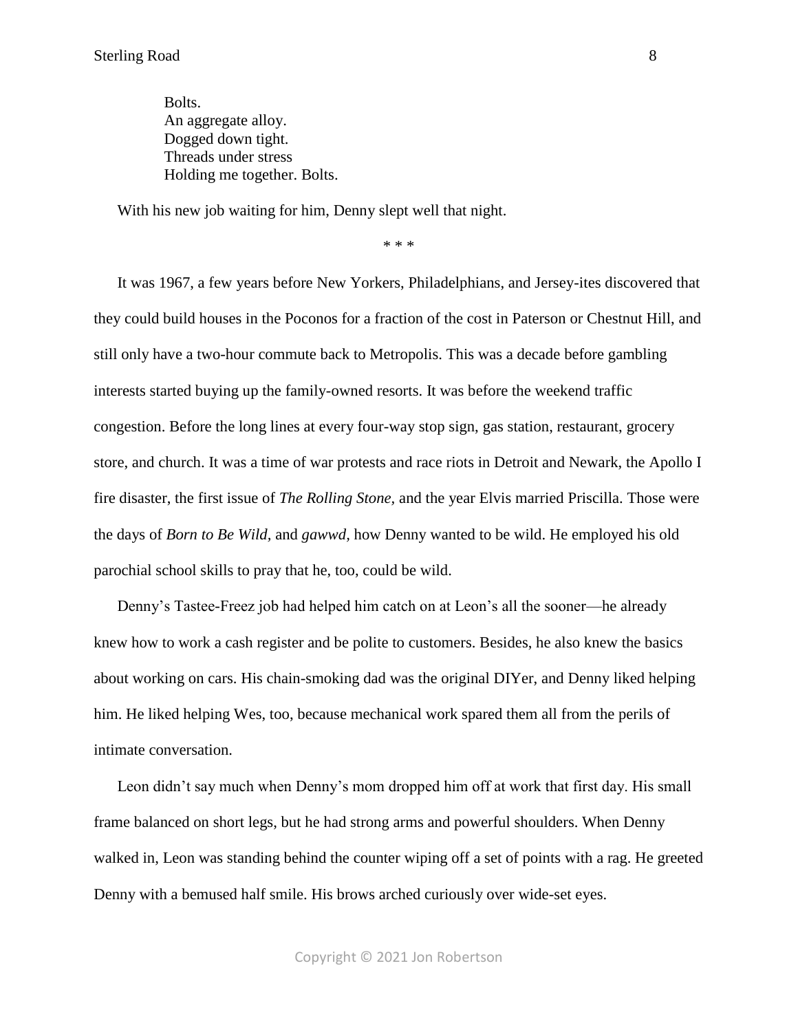Bolts.  
An aggregate alloy.  
Dogged down tight.  
Threads under stress  
Holding me together. Bolts.

With his new job waiting for him, Denny slept well that night.

\* \* \*

It was 1967, a few years before New Yorkers, Philadelphians, and Jersey-ites discovered that they could build houses in the Poconos for a fraction of the cost in Paterson or Chestnut Hill, and still only have a two-hour commute back to Metropolis. This was a decade before gambling interests started buying up the family-owned resorts. It was before the weekend traffic congestion. Before the long lines at every four-way stop sign, gas station, restaurant, grocery store, and church. It was a time of war protests and race riots in Detroit and Newark, the Apollo I fire disaster, the first issue of *The Rolling Stone,* and the year Elvis married Priscilla. Those were the days of *Born to Be Wild,* and *gawwd,* how Denny wanted to be wild. He employed his old parochial school skills to pray that he, too, could be wild.

Denny's Tastee-Freez job had helped him catch on at Leon's all the sooner—he already knew how to work a cash register and be polite to customers. Besides, he also knew the basics about working on cars. His chain-smoking dad was the original DIYer, and Denny liked helping him. He liked helping Wes, too, because mechanical work spared them all from the perils of intimate conversation.

Leon didn't say much when Denny's mom dropped him off at work that first day. His small frame balanced on short legs, but he had strong arms and powerful shoulders. When Denny walked in, Leon was standing behind the counter wiping off a set of points with a rag. He greeted Denny with a bemused half smile. His brows arched curiously over wide-set eyes.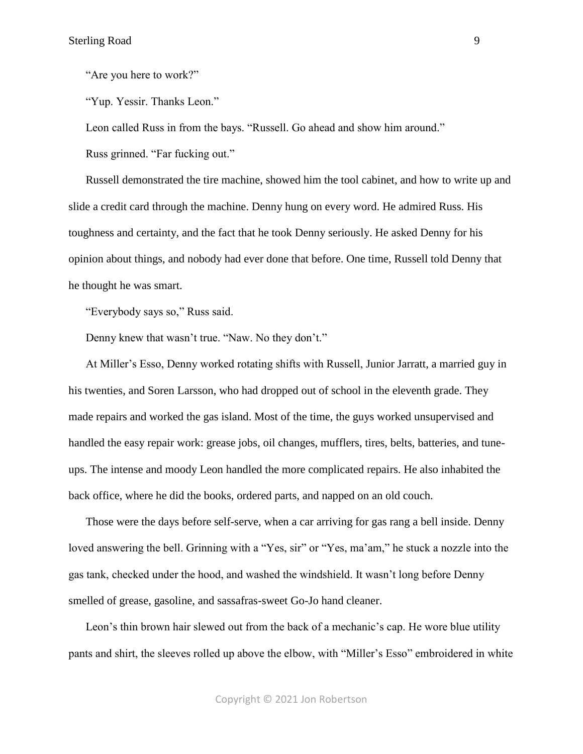"Are you here to work?"

"Yup. Yessir. Thanks Leon."

Leon called Russ in from the bays. "Russell. Go ahead and show him around."

Russ grinned. "Far fucking out."

Russell demonstrated the tire machine, showed him the tool cabinet, and how to write up and slide a credit card through the machine. Denny hung on every word. He admired Russ. His toughness and certainty, and the fact that he took Denny seriously. He asked Denny for his opinion about things, and nobody had ever done that before. One time, Russell told Denny that he thought he was smart.

"Everybody says so," Russ said.

Denny knew that wasn't true. "Naw. No they don't."

At Miller's Esso, Denny worked rotating shifts with Russell, Junior Jarratt, a married guy in his twenties, and Soren Larsson, who had dropped out of school in the eleventh grade. They made repairs and worked the gas island. Most of the time, the guys worked unsupervised and handled the easy repair work: grease jobs, oil changes, mufflers, tires, belts, batteries, and tune-ups. The intense and moody Leon handled the more complicated repairs. He also inhabited the back office, where he did the books, ordered parts, and napped on an old couch.

Those were the days before self-serve, when a car arriving for gas rang a bell inside. Denny loved answering the bell. Grinning with a "Yes, sir" or "Yes, ma'am," he stuck a nozzle into the gas tank, checked under the hood, and washed the windshield. It wasn't long before Denny smelled of grease, gasoline, and sassafras-sweet Go-Jo hand cleaner.

Leon's thin brown hair slewed out from the back of a mechanic's cap. He wore blue utility pants and shirt, the sleeves rolled up above the elbow, with "Miller's Esso" embroidered in white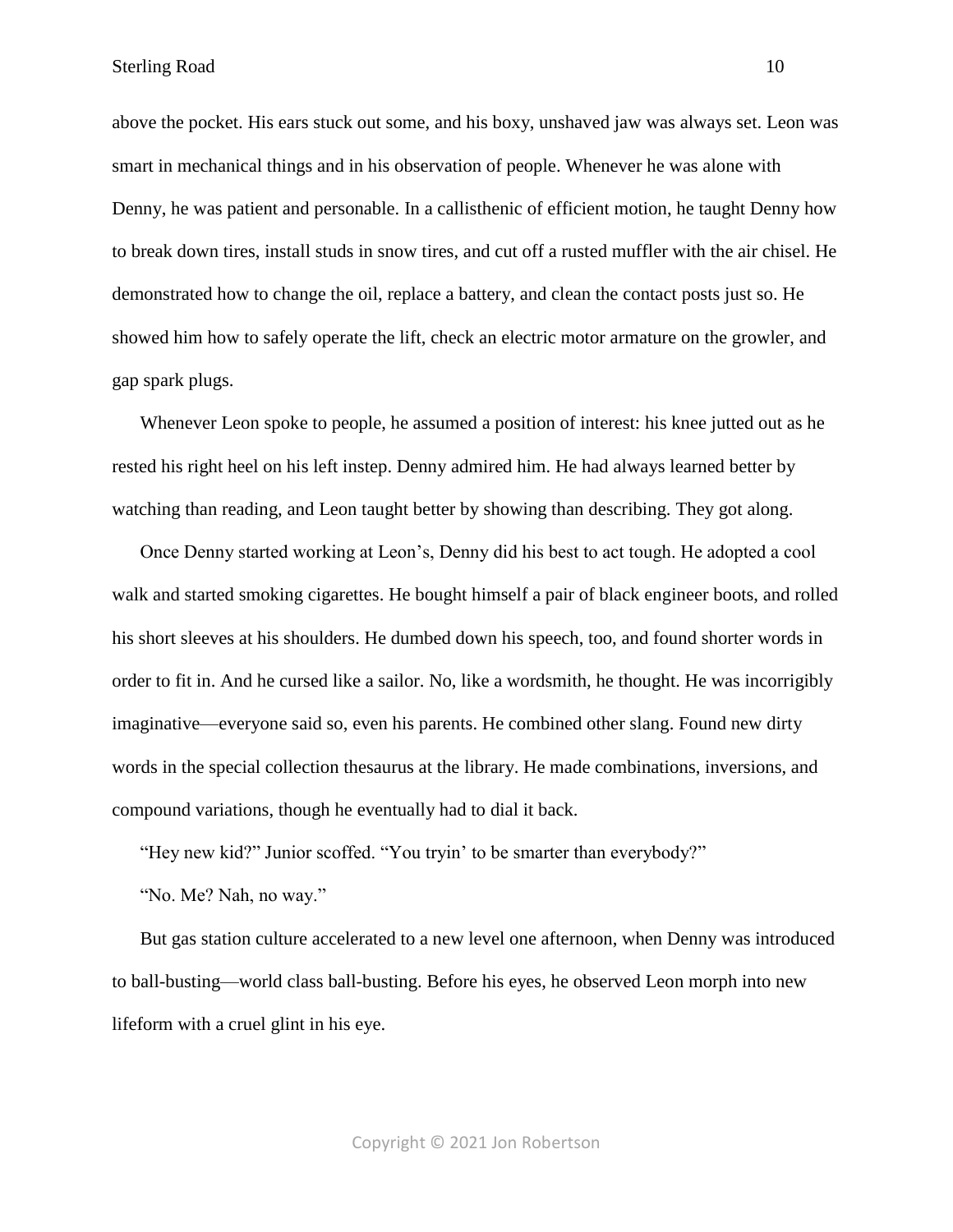above the pocket. His ears stuck out some, and his boxy, unshaved jaw was always set. Leon was smart in mechanical things and in his observation of people. Whenever he was alone with Denny, he was patient and personable. In a callisthenic of efficient motion, he taught Denny how to break down tires, install studs in snow tires, and cut off a rusted muffler with the air chisel. He demonstrated how to change the oil, replace a battery, and clean the contact posts just so. He showed him how to safely operate the lift, check an electric motor armature on the growler, and gap spark plugs.

Whenever Leon spoke to people, he assumed a position of interest: his knee jutted out as he rested his right heel on his left instep. Denny admired him. He had always learned better by watching than reading, and Leon taught better by showing than describing. They got along.

Once Denny started working at Leon's, Denny did his best to act tough. He adopted a cool walk and started smoking cigarettes. He bought himself a pair of black engineer boots, and rolled his short sleeves at his shoulders. He dumbed down his speech, too, and found shorter words in order to fit in. And he cursed like a sailor. No, like a wordsmith, he thought. He was incorrigibly imaginative—everyone said so, even his parents. He combined other slang. Found new dirty words in the special collection thesaurus at the library. He made combinations, inversions, and compound variations, though he eventually had to dial it back.

"Hey new kid?" Junior scoffed. "You tryin' to be smarter than everybody?"

"No. Me? Nah, no way."

But gas station culture accelerated to a new level one afternoon, when Denny was introduced to ball-busting—world class ball-busting. Before his eyes, he observed Leon morph into new lifeform with a cruel glint in his eye.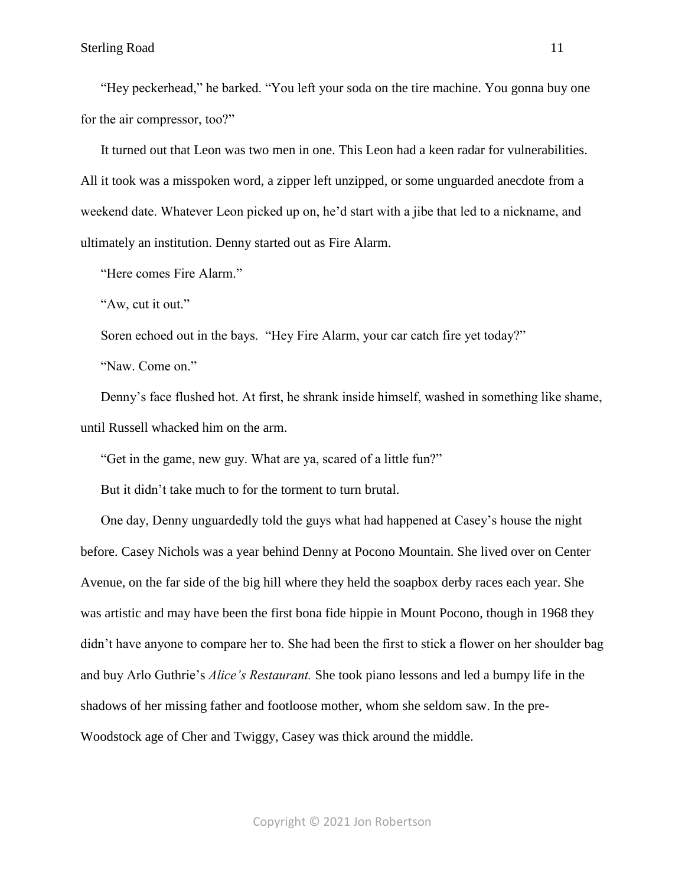"Hey peckerhead," he barked. "You left your soda on the tire machine. You gonna buy one for the air compressor, too?"

It turned out that Leon was two men in one. This Leon had a keen radar for vulnerabilities. All it took was a misspoken word, a zipper left unzipped, or some unguarded anecdote from a weekend date. Whatever Leon picked up on, he'd start with a jibe that led to a nickname, and ultimately an institution. Denny started out as Fire Alarm.

"Here comes Fire Alarm."

"Aw, cut it out."

Soren echoed out in the bays. "Hey Fire Alarm, your car catch fire yet today?"

"Naw. Come on."

Denny's face flushed hot. At first, he shrank inside himself, washed in something like shame, until Russell whacked him on the arm.

"Get in the game, new guy. What are ya, scared of a little fun?"

But it didn't take much to for the torment to turn brutal.

One day, Denny unguardedly told the guys what had happened at Casey's house the night before. Casey Nichols was a year behind Denny at Pocono Mountain. She lived over on Center Avenue, on the far side of the big hill where they held the soapbox derby races each year. She was artistic and may have been the first bona fide hippie in Mount Pocono, though in 1968 they didn't have anyone to compare her to. She had been the first to stick a flower on her shoulder bag and buy Arlo Guthrie's *Alice's Restaurant.* She took piano lessons and led a bumpy life in the shadows of her missing father and footloose mother, whom she seldom saw. In the pre-Woodstock age of Cher and Twiggy, Casey was thick around the middle.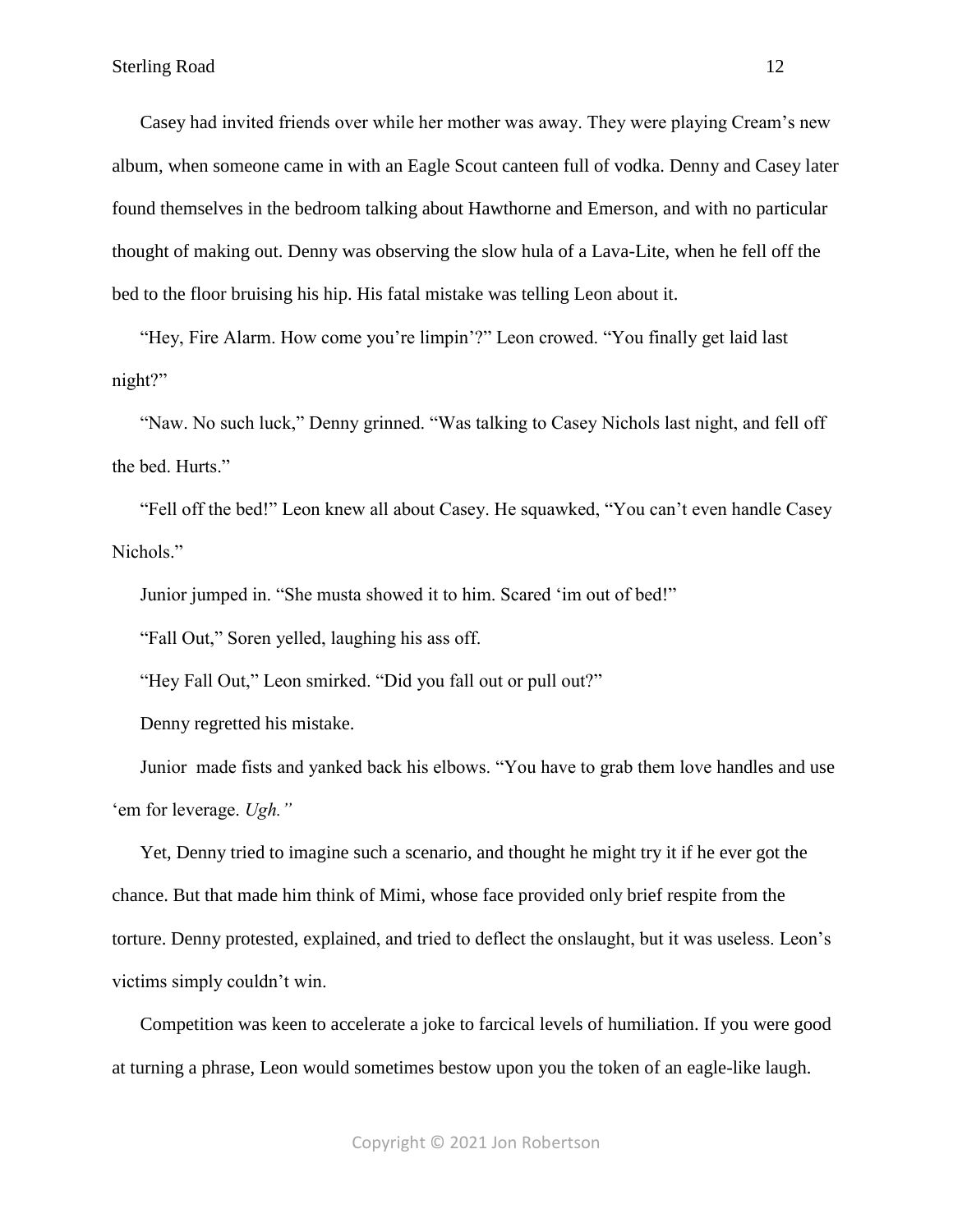Casey had invited friends over while her mother was away. They were playing Cream's new album, when someone came in with an Eagle Scout canteen full of vodka. Denny and Casey later found themselves in the bedroom talking about Hawthorne and Emerson, and with no particular thought of making out. Denny was observing the slow hula of a Lava-Lite, when he fell off the bed to the floor bruising his hip. His fatal mistake was telling Leon about it.

"Hey, Fire Alarm. How come you're limpin'?" Leon crowed. "You finally get laid last night?"

"Naw. No such luck," Denny grinned. "Was talking to Casey Nichols last night, and fell off the bed. Hurts."

"Fell off the bed!" Leon knew all about Casey. He squawked, "You can't even handle Casey Nichols."

Junior jumped in. "She musta showed it to him. Scared 'im out of bed!"

"Fall Out," Soren yelled, laughing his ass off.

"Hey Fall Out," Leon smirked. "Did you fall out or pull out?"

Denny regretted his mistake.

Junior made fists and yanked back his elbows. "You have to grab them love handles and use 'em for leverage. *Ugh."*

Yet, Denny tried to imagine such a scenario, and thought he might try it if he ever got the chance. But that made him think of Mimi, whose face provided only brief respite from the torture. Denny protested, explained, and tried to deflect the onslaught, but it was useless. Leon's victims simply couldn't win.

Competition was keen to accelerate a joke to farcical levels of humiliation. If you were good at turning a phrase, Leon would sometimes bestow upon you the token of an eagle-like laugh.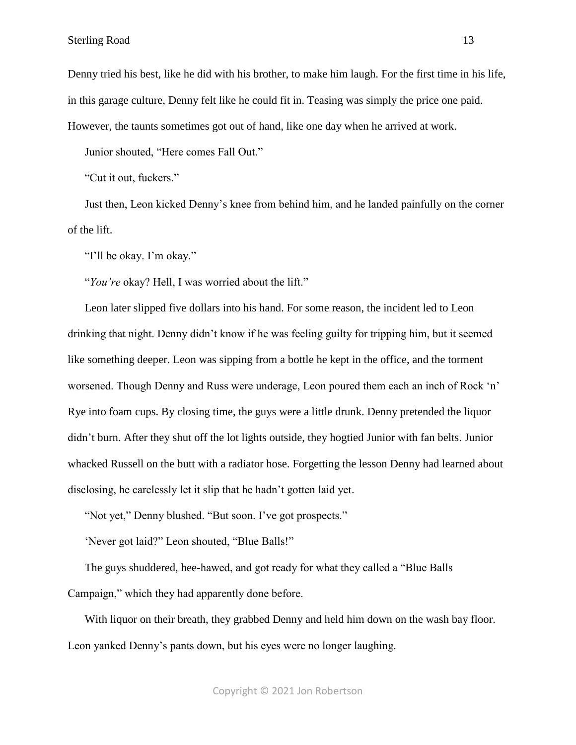Denny tried his best, like he did with his brother, to make him laugh. For the first time in his life, in this garage culture, Denny felt like he could fit in. Teasing was simply the price one paid. However, the taunts sometimes got out of hand, like one day when he arrived at work.

Junior shouted, "Here comes Fall Out."

"Cut it out, fuckers."

Just then, Leon kicked Denny's knee from behind him, and he landed painfully on the corner of the lift.

"I'll be okay. I'm okay."

"*You're* okay? Hell, I was worried about the lift."

Leon later slipped five dollars into his hand. For some reason, the incident led to Leon drinking that night. Denny didn't know if he was feeling guilty for tripping him, but it seemed like something deeper. Leon was sipping from a bottle he kept in the office, and the torment worsened. Though Denny and Russ were underage, Leon poured them each an inch of Rock 'n' Rye into foam cups. By closing time, the guys were a little drunk. Denny pretended the liquor didn't burn. After they shut off the lot lights outside, they hogtied Junior with fan belts. Junior whacked Russell on the butt with a radiator hose. Forgetting the lesson Denny had learned about disclosing, he carelessly let it slip that he hadn't gotten laid yet.

"Not yet," Denny blushed. "But soon. I've got prospects."

'Never got laid?" Leon shouted, "Blue Balls!"

The guys shuddered, hee-hawed, and got ready for what they called a "Blue Balls Campaign," which they had apparently done before.

With liquor on their breath, they grabbed Denny and held him down on the wash bay floor. Leon yanked Denny's pants down, but his eyes were no longer laughing.

Copyright © 2021 Jon Robertson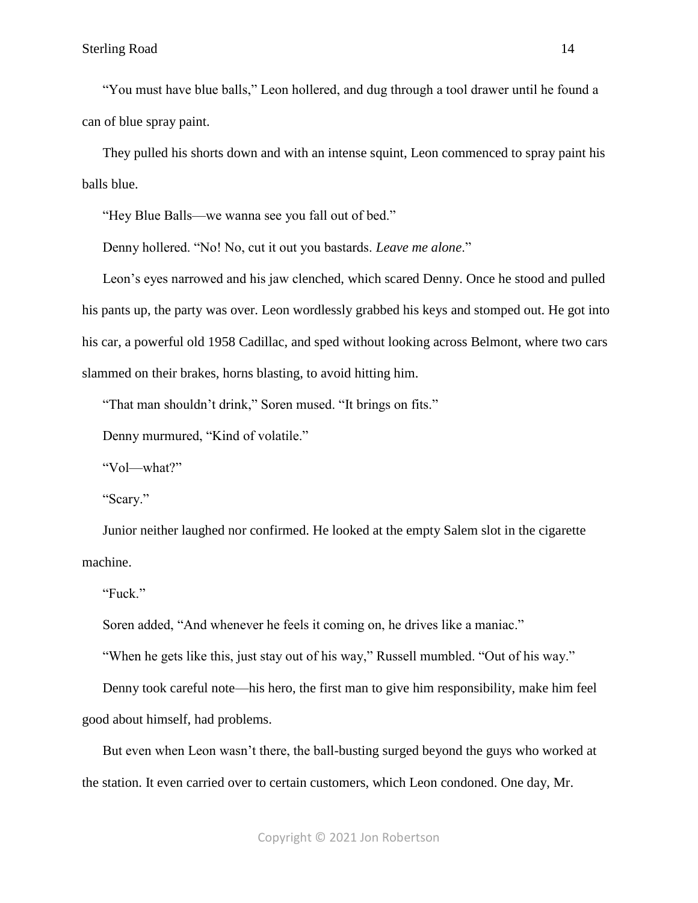"You must have blue balls," Leon hollered, and dug through a tool drawer until he found a can of blue spray paint.

They pulled his shorts down and with an intense squint, Leon commenced to spray paint his balls blue.

"Hey Blue Balls—we wanna see you fall out of bed."

Denny hollered. "No! No, cut it out you bastards. *Leave me alone*."

Leon's eyes narrowed and his jaw clenched, which scared Denny. Once he stood and pulled his pants up, the party was over. Leon wordlessly grabbed his keys and stomped out. He got into his car, a powerful old 1958 Cadillac, and sped without looking across Belmont, where two cars slammed on their brakes, horns blasting, to avoid hitting him.

"That man shouldn't drink," Soren mused. "It brings on fits."

Denny murmured, "Kind of volatile."

"Vol—what?"

"Scary."

Junior neither laughed nor confirmed. He looked at the empty Salem slot in the cigarette machine.

"Fuck."

Soren added, "And whenever he feels it coming on, he drives like a maniac."

"When he gets like this, just stay out of his way," Russell mumbled. "Out of his way."

Denny took careful note—his hero, the first man to give him responsibility, make him feel good about himself, had problems.

But even when Leon wasn't there, the ball-busting surged beyond the guys who worked at the station. It even carried over to certain customers, which Leon condoned. One day, Mr.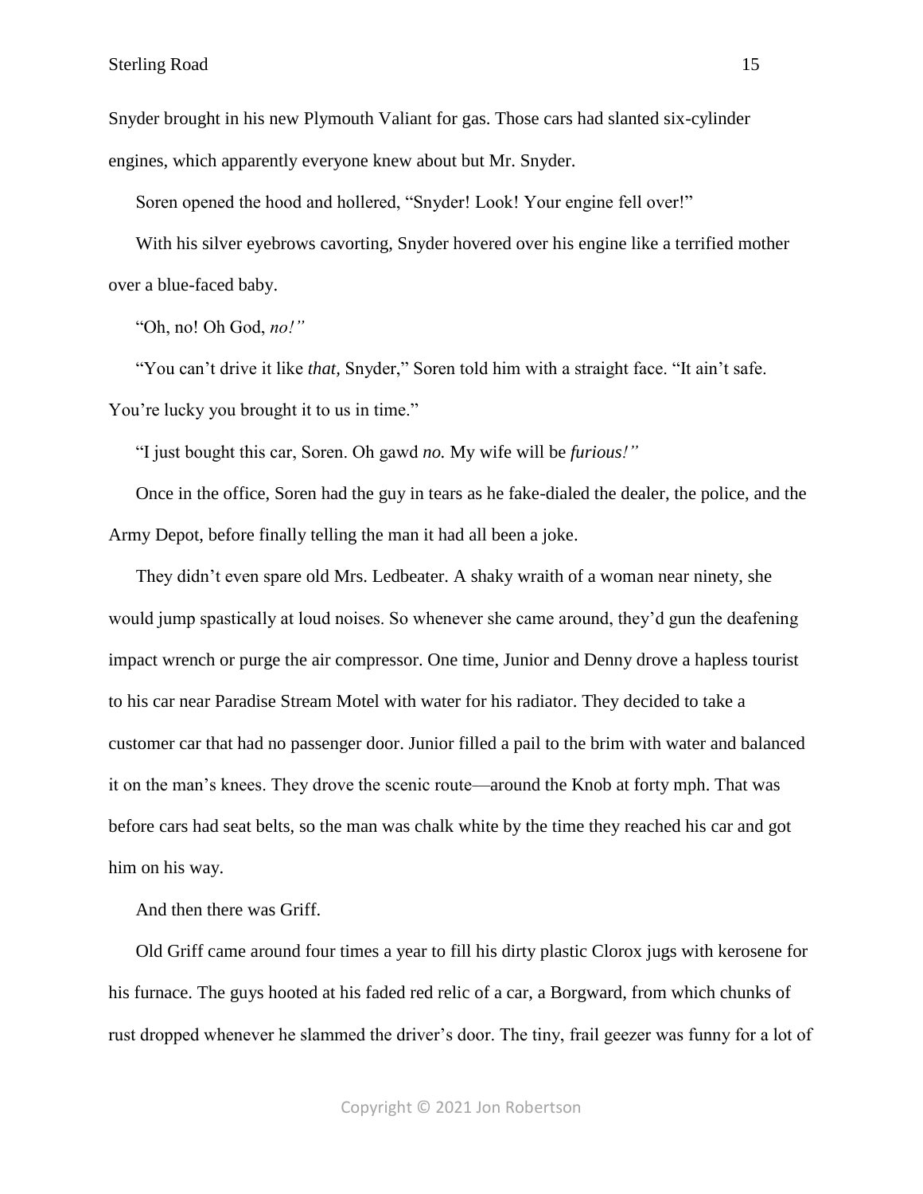Snyder brought in his new Plymouth Valiant for gas. Those cars had slanted six-cylinder engines, which apparently everyone knew about but Mr. Snyder.

Soren opened the hood and hollered, "Snyder! Look! Your engine fell over!"

With his silver eyebrows cavorting, Snyder hovered over his engine like a terrified mother over a blue-faced baby.

"Oh, no! Oh God, *no!"*

"You can't drive it like *that,* Snyder," Soren told him with a straight face. "It ain't safe. You're lucky you brought it to us in time."

"I just bought this car, Soren. Oh gawd *no.* My wife will be *furious!"*

Once in the office, Soren had the guy in tears as he fake-dialed the dealer, the police, and the Army Depot, before finally telling the man it had all been a joke.

They didn't even spare old Mrs. Ledbeater. A shaky wraith of a woman near ninety, she would jump spastically at loud noises. So whenever she came around, they'd gun the deafening impact wrench or purge the air compressor. One time, Junior and Denny drove a hapless tourist to his car near Paradise Stream Motel with water for his radiator. They decided to take a customer car that had no passenger door. Junior filled a pail to the brim with water and balanced it on the man's knees. They drove the scenic route—around the Knob at forty mph. That was before cars had seat belts, so the man was chalk white by the time they reached his car and got him on his way.

And then there was Griff.

Old Griff came around four times a year to fill his dirty plastic Clorox jugs with kerosene for his furnace. The guys hooted at his faded red relic of a car, a Borgward, from which chunks of rust dropped whenever he slammed the driver's door. The tiny, frail geezer was funny for a lot of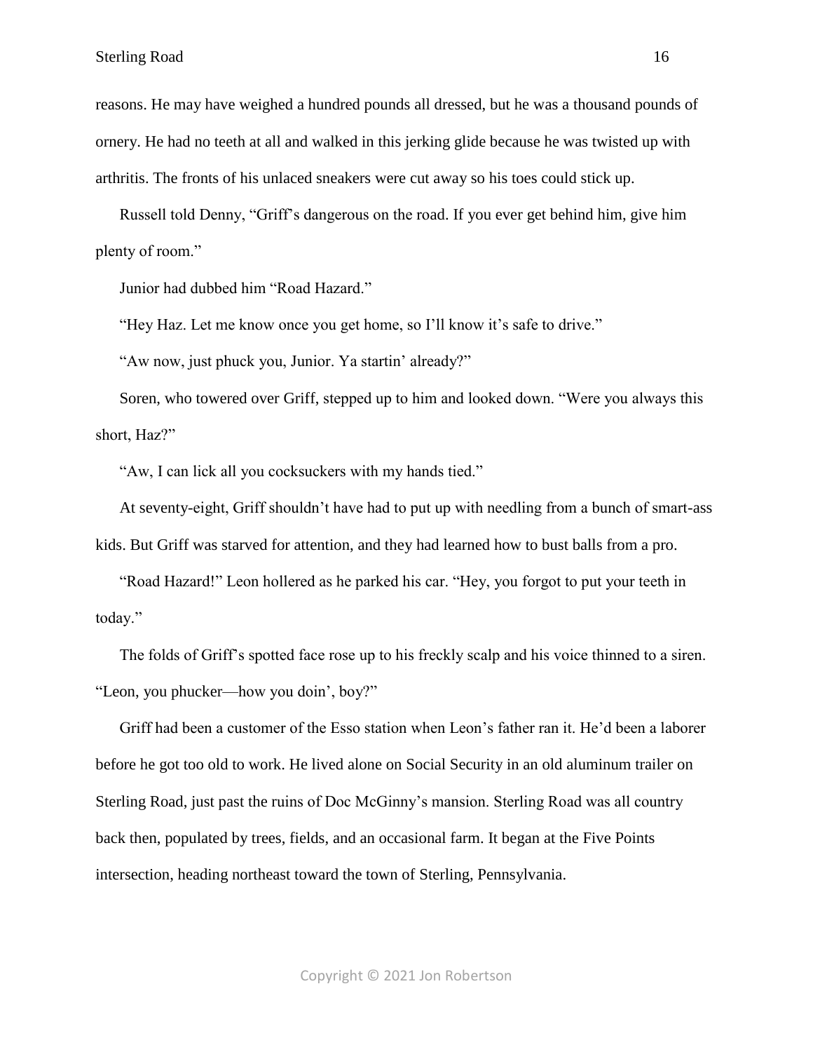reasons. He may have weighed a hundred pounds all dressed, but he was a thousand pounds of ornery. He had no teeth at all and walked in this jerking glide because he was twisted up with arthritis. The fronts of his unlaced sneakers were cut away so his toes could stick up.

Russell told Denny, "Griff's dangerous on the road. If you ever get behind him, give him plenty of room."

Junior had dubbed him "Road Hazard."

"Hey Haz. Let me know once you get home, so I'll know it's safe to drive."

"Aw now, just phuck you, Junior. Ya startin' already?"

Soren, who towered over Griff, stepped up to him and looked down. "Were you always this short, Haz?"

"Aw, I can lick all you cocksuckers with my hands tied."

At seventy-eight, Griff shouldn't have had to put up with needling from a bunch of smart-ass kids. But Griff was starved for attention, and they had learned how to bust balls from a pro.

"Road Hazard!" Leon hollered as he parked his car. "Hey, you forgot to put your teeth in today."

The folds of Griff's spotted face rose up to his freckly scalp and his voice thinned to a siren. "Leon, you phucker—how you doin', boy?"

Griff had been a customer of the Esso station when Leon's father ran it. He'd been a laborer before he got too old to work. He lived alone on Social Security in an old aluminum trailer on Sterling Road, just past the ruins of Doc McGinny's mansion. Sterling Road was all country back then, populated by trees, fields, and an occasional farm. It began at the Five Points intersection, heading northeast toward the town of Sterling, Pennsylvania.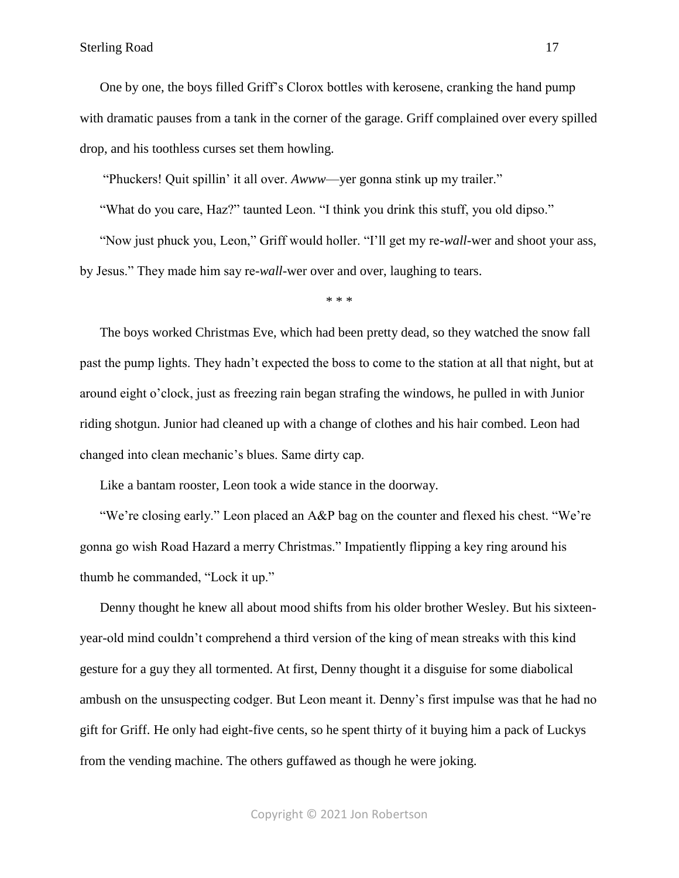One by one, the boys filled Griff's Clorox bottles with kerosene, cranking the hand pump with dramatic pauses from a tank in the corner of the garage. Griff complained over every spilled drop, and his toothless curses set them howling.

"Phuckers! Quit spillin' it all over. *Awww*—yer gonna stink up my trailer."

"What do you care, Haz?" taunted Leon. "I think you drink this stuff, you old dipso."

"Now just phuck you, Leon," Griff would holler. "I'll get my re-*wall*-wer and shoot your ass, by Jesus." They made him say re-*wall*-wer over and over, laughing to tears.

\* \* \*

The boys worked Christmas Eve, which had been pretty dead, so they watched the snow fall past the pump lights. They hadn't expected the boss to come to the station at all that night, but at around eight o'clock, just as freezing rain began strafing the windows, he pulled in with Junior riding shotgun. Junior had cleaned up with a change of clothes and his hair combed. Leon had changed into clean mechanic's blues. Same dirty cap.

Like a bantam rooster, Leon took a wide stance in the doorway.

"We're closing early." Leon placed an A&P bag on the counter and flexed his chest. "We're gonna go wish Road Hazard a merry Christmas." Impatiently flipping a key ring around his thumb he commanded, "Lock it up."

Denny thought he knew all about mood shifts from his older brother Wesley. But his sixteen-year-old mind couldn't comprehend a third version of the king of mean streaks with this kind gesture for a guy they all tormented. At first, Denny thought it a disguise for some diabolical ambush on the unsuspecting codger. But Leon meant it. Denny's first impulse was that he had no gift for Griff. He only had eight-five cents, so he spent thirty of it buying him a pack of Luckys from the vending machine. The others guffawed as though he were joking.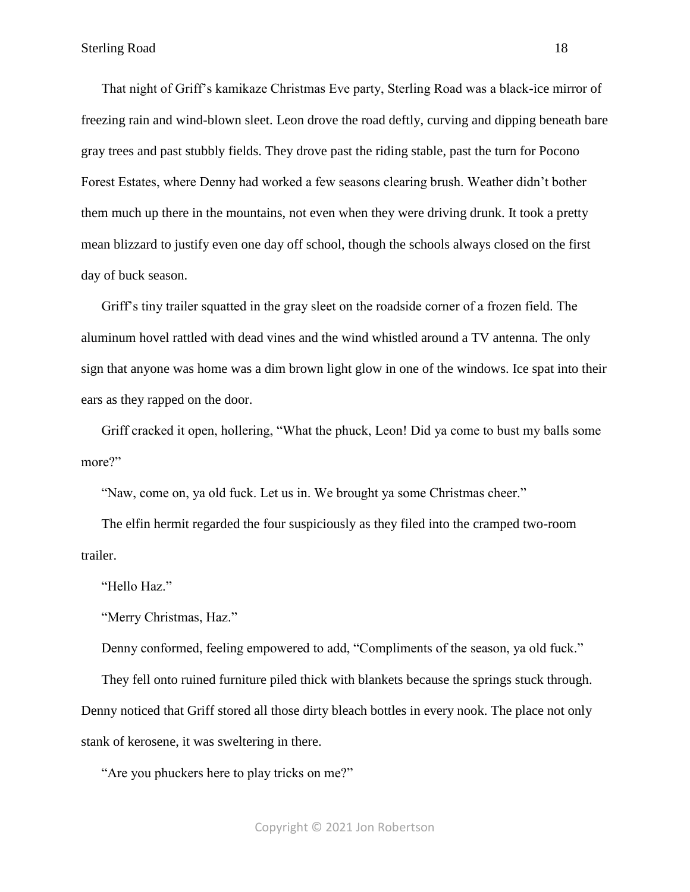That night of Griff's kamikaze Christmas Eve party, Sterling Road was a black-ice mirror of freezing rain and wind-blown sleet. Leon drove the road deftly, curving and dipping beneath bare gray trees and past stubbly fields. They drove past the riding stable, past the turn for Pocono Forest Estates, where Denny had worked a few seasons clearing brush. Weather didn't bother them much up there in the mountains, not even when they were driving drunk. It took a pretty mean blizzard to justify even one day off school, though the schools always closed on the first day of buck season.

Griff's tiny trailer squatted in the gray sleet on the roadside corner of a frozen field. The aluminum hovel rattled with dead vines and the wind whistled around a TV antenna. The only sign that anyone was home was a dim brown light glow in one of the windows. Ice spat into their ears as they rapped on the door.

Griff cracked it open, hollering, "What the phuck, Leon! Did ya come to bust my balls some more?"

"Naw, come on, ya old fuck. Let us in. We brought ya some Christmas cheer."

The elfin hermit regarded the four suspiciously as they filed into the cramped two-room trailer.

"Hello Haz."

"Merry Christmas, Haz."

Denny conformed, feeling empowered to add, "Compliments of the season, ya old fuck."

They fell onto ruined furniture piled thick with blankets because the springs stuck through. Denny noticed that Griff stored all those dirty bleach bottles in every nook. The place not only stank of kerosene, it was sweltering in there.

"Are you phuckers here to play tricks on me?"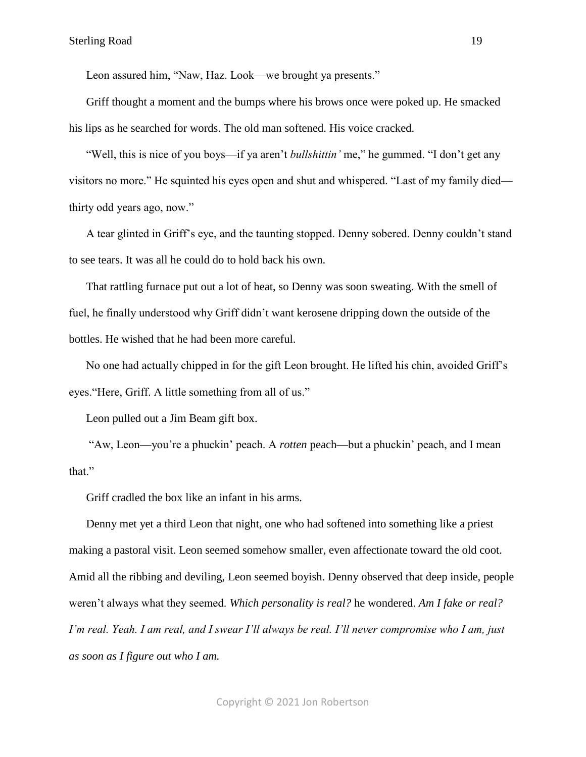Leon assured him, "Naw, Haz. Look—we brought ya presents."

Griff thought a moment and the bumps where his brows once were poked up. He smacked his lips as he searched for words. The old man softened. His voice cracked.

"Well, this is nice of you boys—if ya aren't *bullshittin'* me," he gummed. "I don't get any visitors no more." He squinted his eyes open and shut and whispered. "Last of my family died—thirty odd years ago, now."

A tear glinted in Griff's eye, and the taunting stopped. Denny sobered. Denny couldn't stand to see tears. It was all he could do to hold back his own.

That rattling furnace put out a lot of heat, so Denny was soon sweating. With the smell of fuel, he finally understood why Griff didn't want kerosene dripping down the outside of the bottles. He wished that he had been more careful.

No one had actually chipped in for the gift Leon brought. He lifted his chin, avoided Griff's eyes."Here, Griff. A little something from all of us."

Leon pulled out a Jim Beam gift box.

"Aw, Leon—you're a phuckin' peach. A *rotten* peach—but a phuckin' peach, and I mean that."

Griff cradled the box like an infant in his arms.

Denny met yet a third Leon that night, one who had softened into something like a priest making a pastoral visit. Leon seemed somehow smaller, even affectionate toward the old coot. Amid all the ribbing and deviling, Leon seemed boyish. Denny observed that deep inside, people weren't always what they seemed. *Which personality is real?* he wondered. *Am I fake or real? I'm real. Yeah. I am real, and I swear I'll always be real. I'll never compromise who I am, just as soon as I figure out who I am.*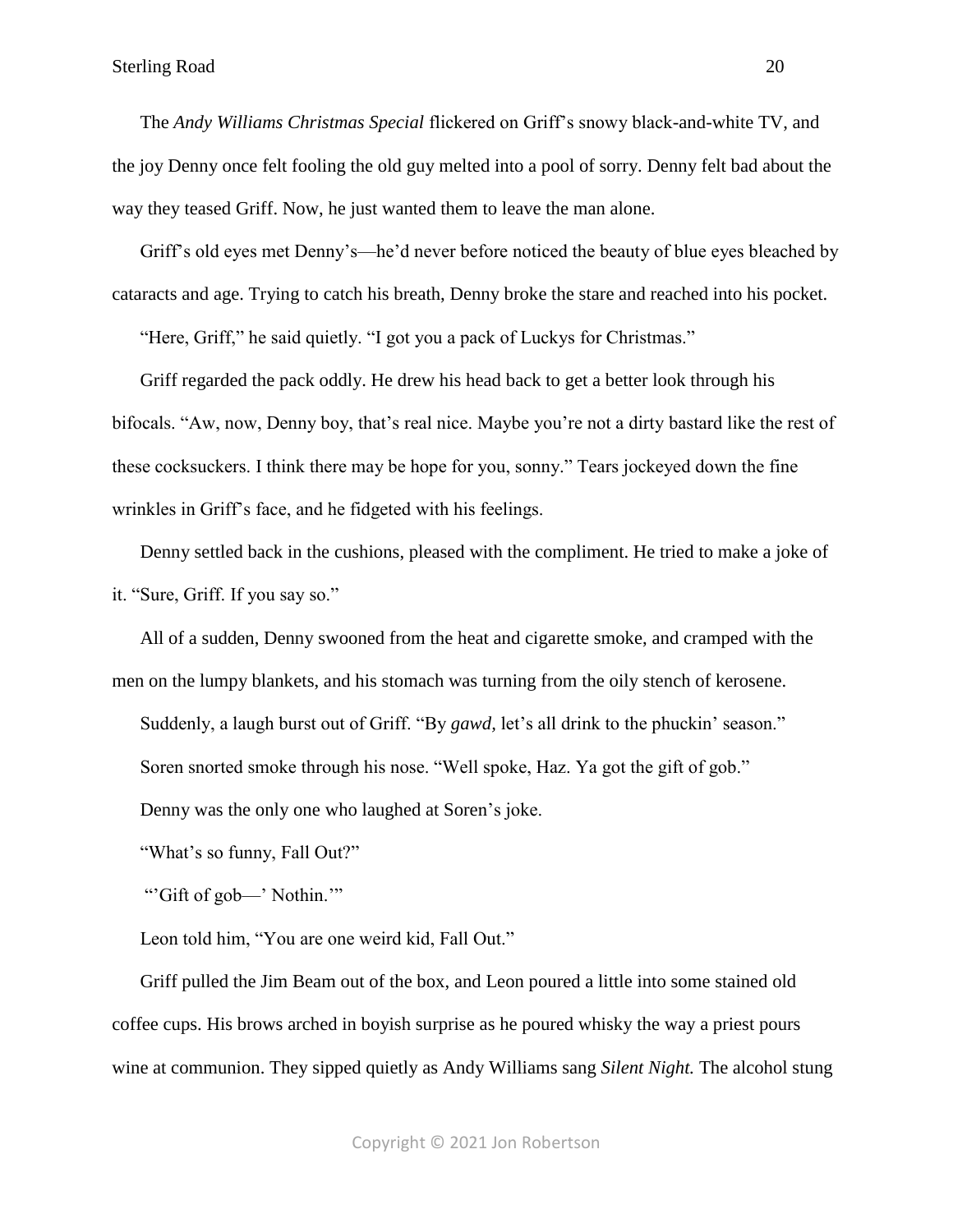The *Andy Williams Christmas Special* flickered on Griff's snowy black-and-white TV, and the joy Denny once felt fooling the old guy melted into a pool of sorry. Denny felt bad about the way they teased Griff. Now, he just wanted them to leave the man alone.

Griff's old eyes met Denny's—he'd never before noticed the beauty of blue eyes bleached by cataracts and age. Trying to catch his breath, Denny broke the stare and reached into his pocket.

"Here, Griff," he said quietly. "I got you a pack of Luckys for Christmas."

Griff regarded the pack oddly. He drew his head back to get a better look through his bifocals. "Aw, now, Denny boy, that's real nice. Maybe you're not a dirty bastard like the rest of these cocksuckers. I think there may be hope for you, sonny." Tears jockeyed down the fine wrinkles in Griff's face, and he fidgeted with his feelings.

Denny settled back in the cushions, pleased with the compliment. He tried to make a joke of it. "Sure, Griff. If you say so."

All of a sudden, Denny swooned from the heat and cigarette smoke, and cramped with the men on the lumpy blankets, and his stomach was turning from the oily stench of kerosene.

Suddenly, a laugh burst out of Griff. "By *gawd,* let's all drink to the phuckin' season."

Soren snorted smoke through his nose. "Well spoke, Haz. Ya got the gift of gob."

Denny was the only one who laughed at Soren's joke.

"What's so funny, Fall Out?"

"'Gift of gob—' Nothin.'"

Leon told him, "You are one weird kid, Fall Out."

Griff pulled the Jim Beam out of the box, and Leon poured a little into some stained old coffee cups. His brows arched in boyish surprise as he poured whisky the way a priest pours wine at communion. They sipped quietly as Andy Williams sang *Silent Night.* The alcohol stung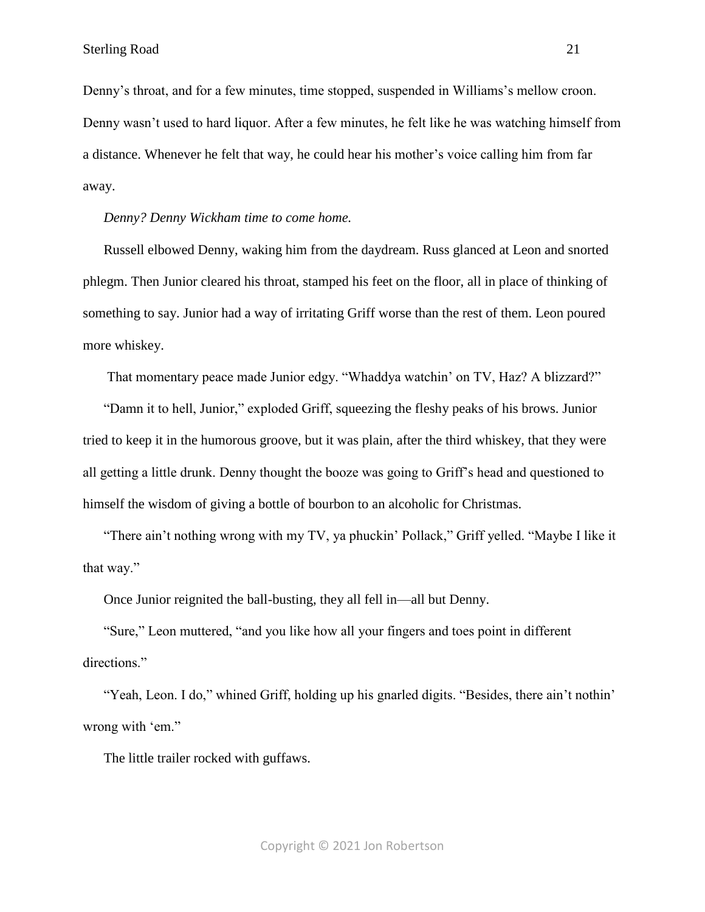Denny's throat, and for a few minutes, time stopped, suspended in Williams's mellow croon. Denny wasn't used to hard liquor. After a few minutes, he felt like he was watching himself from a distance. Whenever he felt that way, he could hear his mother's voice calling him from far away.

*Denny? Denny Wickham time to come home.*

Russell elbowed Denny, waking him from the daydream. Russ glanced at Leon and snorted phlegm. Then Junior cleared his throat, stamped his feet on the floor, all in place of thinking of something to say. Junior had a way of irritating Griff worse than the rest of them. Leon poured more whiskey.

That momentary peace made Junior edgy. "Whaddya watchin' on TV, Haz? A blizzard?"

"Damn it to hell, Junior," exploded Griff, squeezing the fleshy peaks of his brows. Junior tried to keep it in the humorous groove, but it was plain, after the third whiskey, that they were all getting a little drunk. Denny thought the booze was going to Griff's head and questioned to himself the wisdom of giving a bottle of bourbon to an alcoholic for Christmas.

"There ain't nothing wrong with my TV, ya phuckin' Pollack," Griff yelled. "Maybe I like it that way."

Once Junior reignited the ball-busting, they all fell in—all but Denny.

"Sure," Leon muttered, "and you like how all your fingers and toes point in different directions."

"Yeah, Leon. I do," whined Griff, holding up his gnarled digits. "Besides, there ain't nothin' wrong with 'em."

The little trailer rocked with guffaws.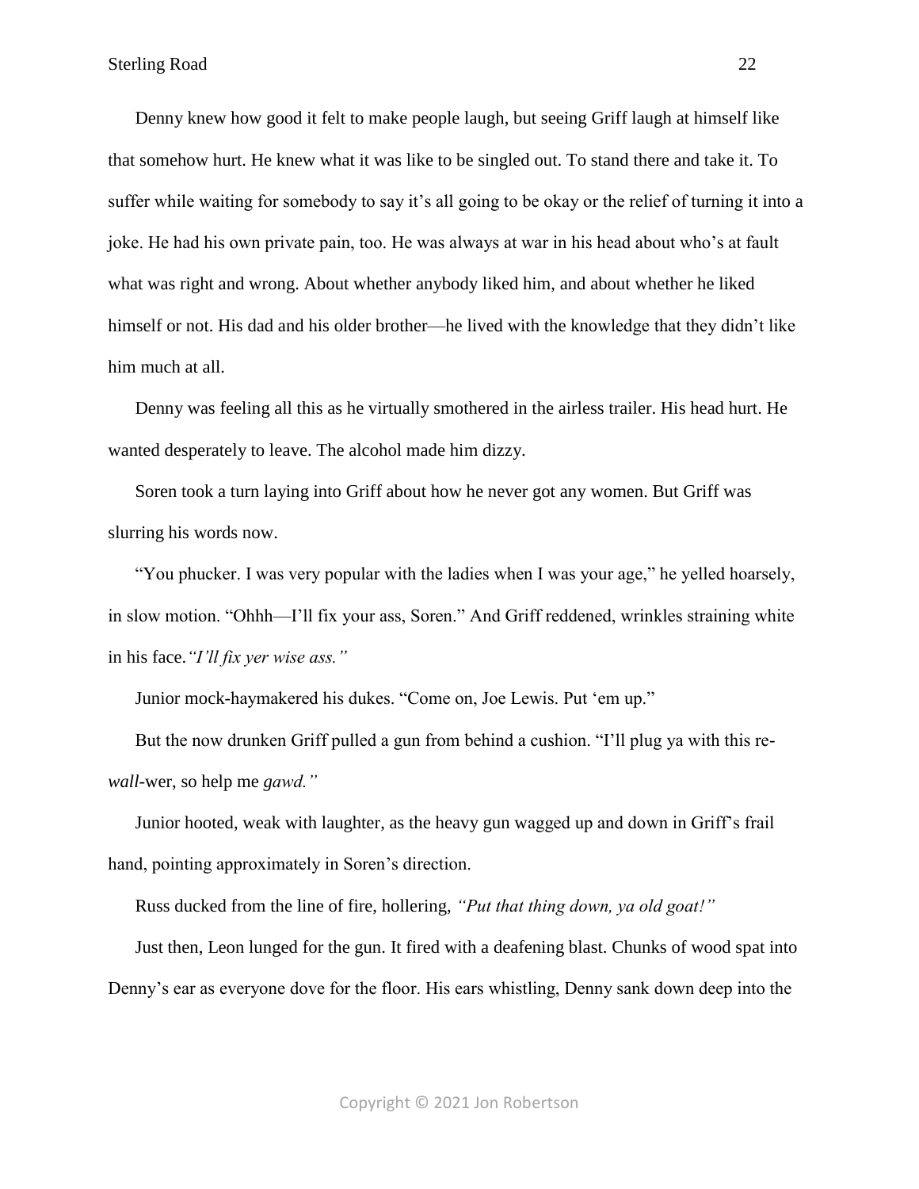Denny knew how good it felt to make people laugh, but seeing Griff laugh at himself like that somehow hurt. He knew what it was like to be singled out. To stand there and take it. To suffer while waiting for somebody to say it's all going to be okay or the relief of turning it into a joke. He had his own private pain, too. He was always at war in his head about who's at fault what was right and wrong. About whether anybody liked him, and about whether he liked himself or not. His dad and his older brother—he lived with the knowledge that they didn't like him much at all.

Denny was feeling all this as he virtually smothered in the airless trailer. His head hurt. He wanted desperately to leave. The alcohol made him dizzy.

Soren took a turn laying into Griff about how he never got any women. But Griff was slurring his words now.

"You phucker. I was very popular with the ladies when I was your age," he yelled hoarsely, in slow motion. "Ohhh—I'll fix your ass, Soren." And Griff reddened, wrinkles straining white in his face.*"I'll fix yer wise ass."*

Junior mock-haymakered his dukes. "Come on, Joe Lewis. Put 'em up."

But the now drunken Griff pulled a gun from behind a cushion. "I'll plug ya with this re-*wall*-wer, so help me *gawd."*

Junior hooted, weak with laughter, as the heavy gun wagged up and down in Griff's frail hand, pointing approximately in Soren's direction.

Russ ducked from the line of fire, hollering, *"Put that thing down, ya old goat!"*

Just then, Leon lunged for the gun. It fired with a deafening blast. Chunks of wood spat into Denny's ear as everyone dove for the floor. His ears whistling, Denny sank down deep into the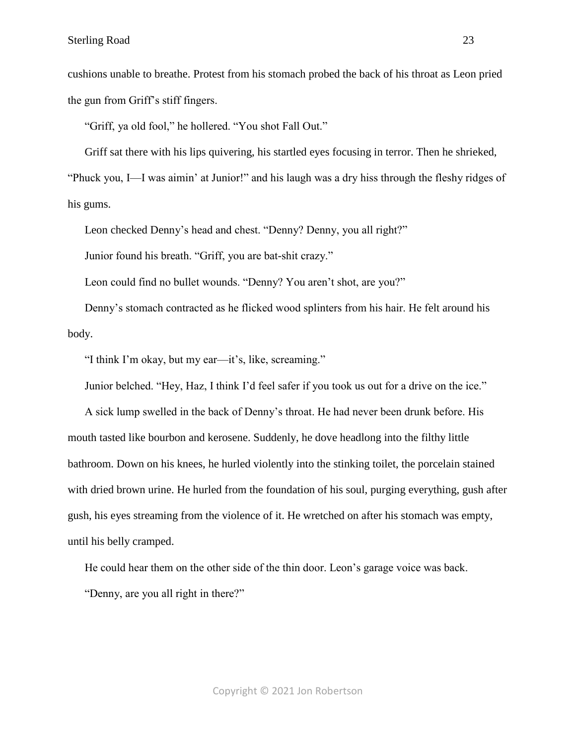cushions unable to breathe. Protest from his stomach probed the back of his throat as Leon pried the gun from Griff's stiff fingers.

"Griff, ya old fool," he hollered. "You shot Fall Out."

Griff sat there with his lips quivering, his startled eyes focusing in terror. Then he shrieked, "Phuck you, I—I was aimin' at Junior!" and his laugh was a dry hiss through the fleshy ridges of his gums.

Leon checked Denny's head and chest. "Denny? Denny, you all right?"

Junior found his breath. "Griff, you are bat-shit crazy."

Leon could find no bullet wounds. "Denny? You aren't shot, are you?"

Denny's stomach contracted as he flicked wood splinters from his hair. He felt around his body.

"I think I'm okay, but my ear—it's, like, screaming."

Junior belched. "Hey, Haz, I think I'd feel safer if you took us out for a drive on the ice."

A sick lump swelled in the back of Denny's throat. He had never been drunk before. His mouth tasted like bourbon and kerosene. Suddenly, he dove headlong into the filthy little bathroom. Down on his knees, he hurled violently into the stinking toilet, the porcelain stained with dried brown urine. He hurled from the foundation of his soul, purging everything, gush after gush, his eyes streaming from the violence of it. He wretched on after his stomach was empty, until his belly cramped.

He could hear them on the other side of the thin door. Leon's garage voice was back.

"Denny, are you all right in there?"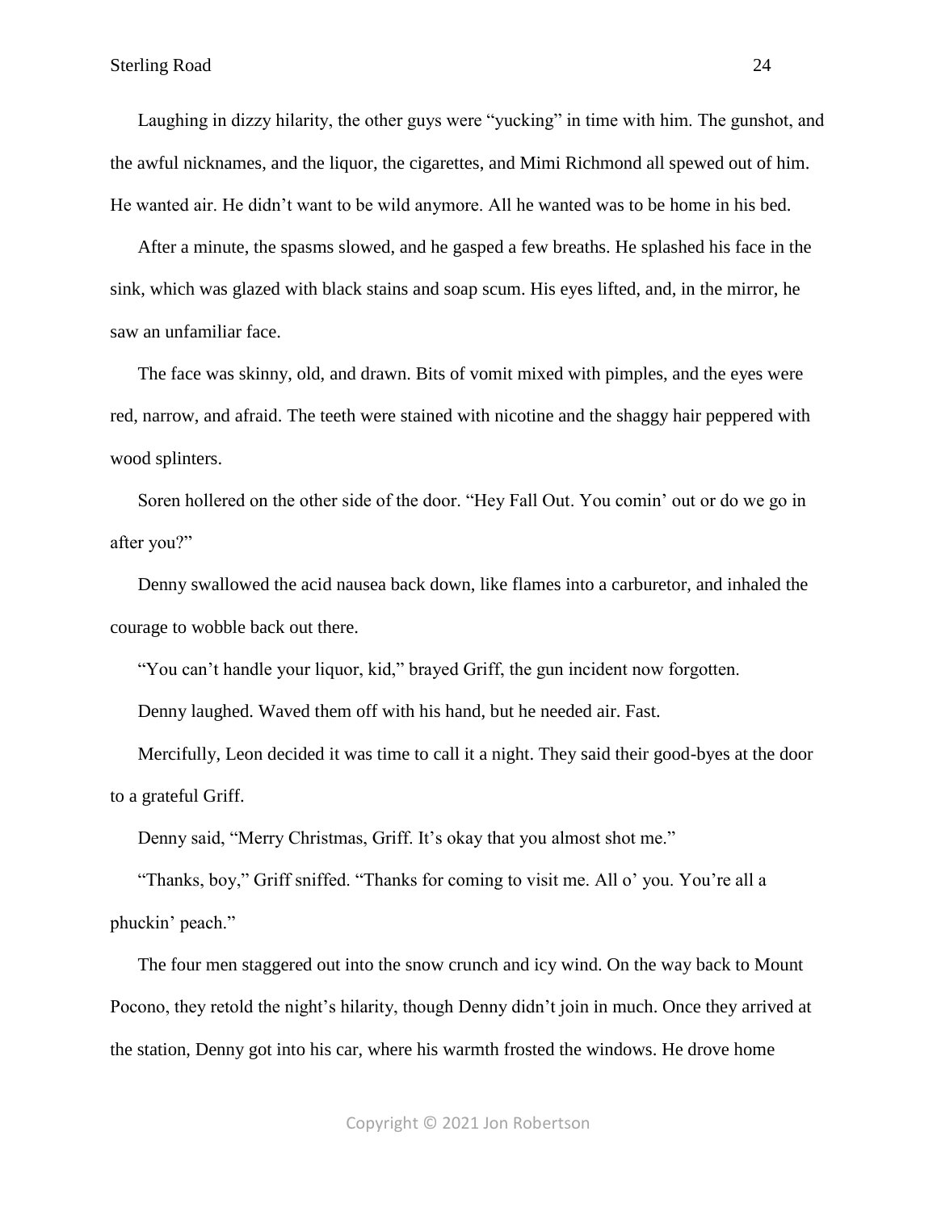Laughing in dizzy hilarity, the other guys were “yucking” in time with him. The gunshot, and the awful nicknames, and the liquor, the cigarettes, and Mimi Richmond all spewed out of him. He wanted air. He didn’t want to be wild anymore. All he wanted was to be home in his bed.

After a minute, the spasms slowed, and he gasped a few breaths. He splashed his face in the sink, which was glazed with black stains and soap scum. His eyes lifted, and, in the mirror, he saw an unfamiliar face.

The face was skinny, old, and drawn. Bits of vomit mixed with pimples, and the eyes were red, narrow, and afraid. The teeth were stained with nicotine and the shaggy hair peppered with wood splinters.

Soren hollered on the other side of the door. “Hey Fall Out. You comin’ out or do we go in after you?”

Denny swallowed the acid nausea back down, like flames into a carburetor, and inhaled the courage to wobble back out there.

“You can’t handle your liquor, kid,” brayed Griff, the gun incident now forgotten.

Denny laughed. Waved them off with his hand, but he needed air. Fast.

Mercifully, Leon decided it was time to call it a night. They said their good-byes at the door to a grateful Griff.

Denny said, “Merry Christmas, Griff. It’s okay that you almost shot me.”

“Thanks, boy,” Griff sniffed. “Thanks for coming to visit me. All o’ you. You’re all a phuckin’ peach.”

The four men staggered out into the snow crunch and icy wind. On the way back to Mount Pocono, they retold the night’s hilarity, though Denny didn’t join in much. Once they arrived at the station, Denny got into his car, where his warmth frosted the windows. He drove home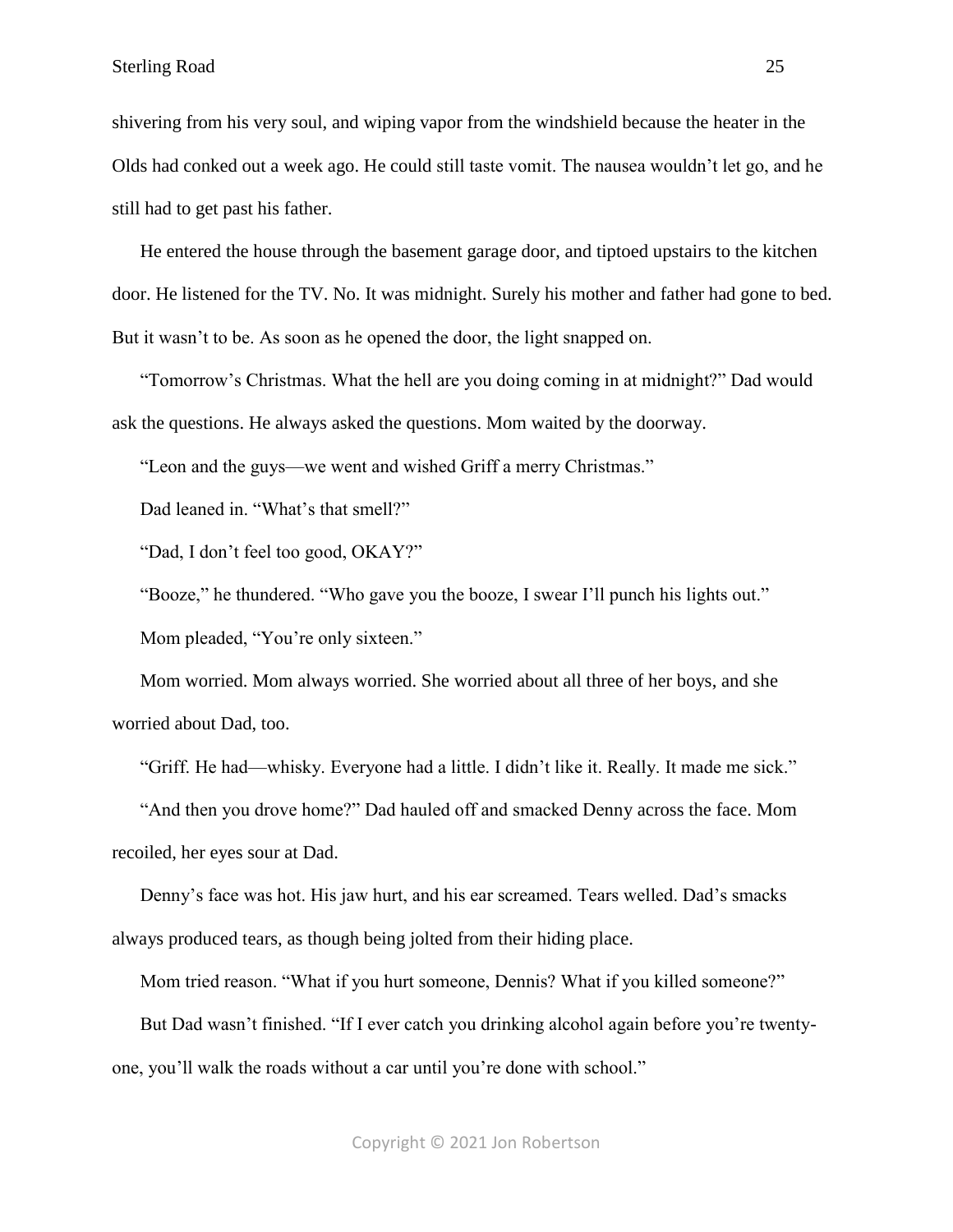shivering from his very soul, and wiping vapor from the windshield because the heater in the Olds had conked out a week ago. He could still taste vomit. The nausea wouldn't let go, and he still had to get past his father.

He entered the house through the basement garage door, and tiptoed upstairs to the kitchen door. He listened for the TV. No. It was midnight. Surely his mother and father had gone to bed. But it wasn't to be. As soon as he opened the door, the light snapped on.

"Tomorrow's Christmas. What the hell are you doing coming in at midnight?" Dad would ask the questions. He always asked the questions. Mom waited by the doorway.

"Leon and the guys—we went and wished Griff a merry Christmas."

Dad leaned in. "What's that smell?"

"Dad, I don't feel too good, OKAY?"

"Booze," he thundered. "Who gave you the booze, I swear I'll punch his lights out."

Mom pleaded, "You're only sixteen."

Mom worried. Mom always worried. She worried about all three of her boys, and she worried about Dad, too.

"Griff. He had—whisky. Everyone had a little. I didn't like it. Really. It made me sick."

"And then you drove home?" Dad hauled off and smacked Denny across the face. Mom recoiled, her eyes sour at Dad.

Denny's face was hot. His jaw hurt, and his ear screamed. Tears welled. Dad's smacks always produced tears, as though being jolted from their hiding place.

Mom tried reason. "What if you hurt someone, Dennis? What if you killed someone?"

But Dad wasn't finished. "If I ever catch you drinking alcohol again before you're twenty-one, you'll walk the roads without a car until you're done with school."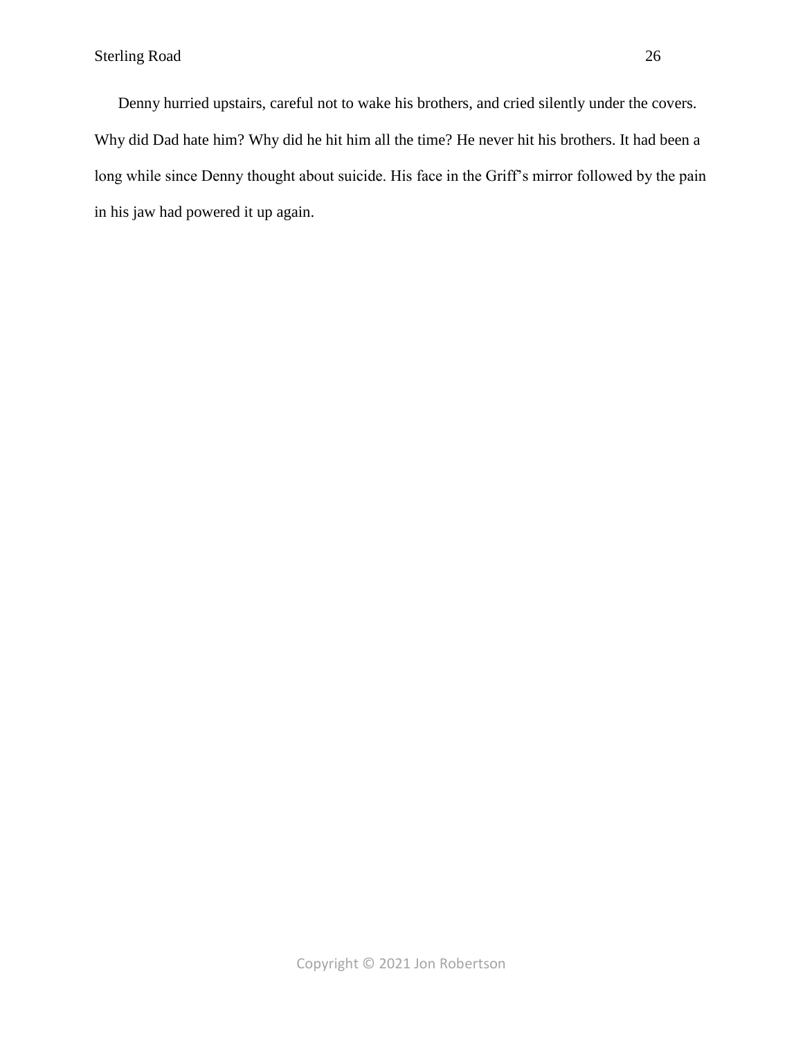Denny hurried upstairs, careful not to wake his brothers, and cried silently under the covers. Why did Dad hate him? Why did he hit him all the time? He never hit his brothers. It had been a long while since Denny thought about suicide. His face in the Griff's mirror followed by the pain in his jaw had powered it up again.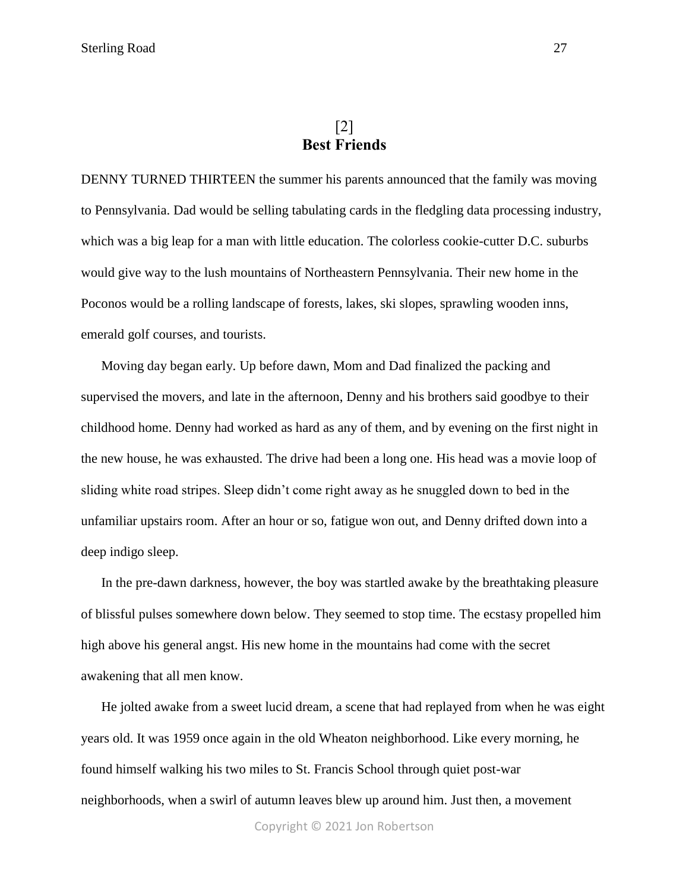## [2]
## Best Friends

DENNY TURNED THIRTEEN the summer his parents announced that the family was moving to Pennsylvania. Dad would be selling tabulating cards in the fledgling data processing industry, which was a big leap for a man with little education. The colorless cookie-cutter D.C. suburbs would give way to the lush mountains of Northeastern Pennsylvania. Their new home in the Poconos would be a rolling landscape of forests, lakes, ski slopes, sprawling wooden inns, emerald golf courses, and tourists.

Moving day began early. Up before dawn, Mom and Dad finalized the packing and supervised the movers, and late in the afternoon, Denny and his brothers said goodbye to their childhood home. Denny had worked as hard as any of them, and by evening on the first night in the new house, he was exhausted. The drive had been a long one. His head was a movie loop of sliding white road stripes. Sleep didn't come right away as he snuggled down to bed in the unfamiliar upstairs room. After an hour or so, fatigue won out, and Denny drifted down into a deep indigo sleep.

In the pre-dawn darkness, however, the boy was startled awake by the breathtaking pleasure of blissful pulses somewhere down below. They seemed to stop time. The ecstasy propelled him high above his general angst. His new home in the mountains had come with the secret awakening that all men know.

He jolted awake from a sweet lucid dream, a scene that had replayed from when he was eight years old. It was 1959 once again in the old Wheaton neighborhood. Like every morning, he found himself walking his two miles to St. Francis School through quiet post-war neighborhoods, when a swirl of autumn leaves blew up around him. Just then, a movement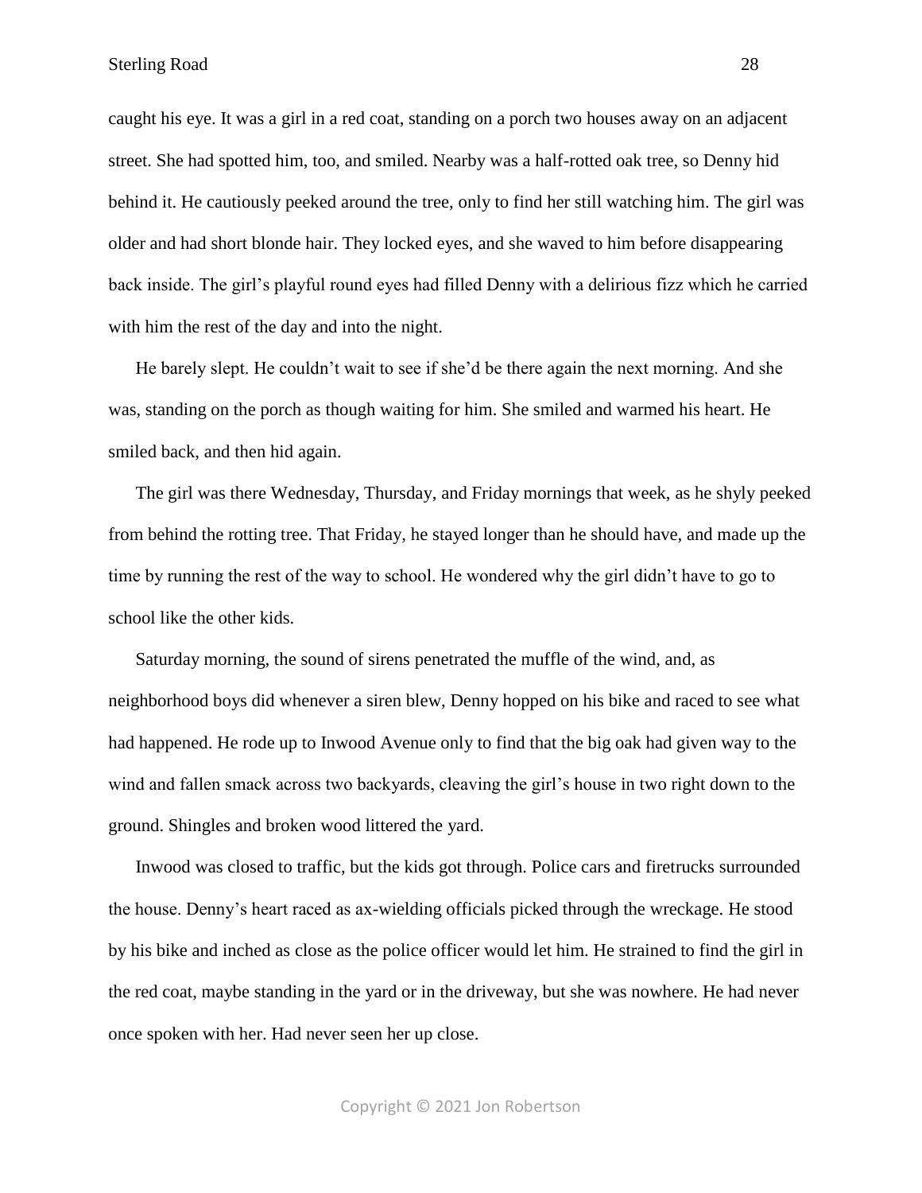caught his eye. It was a girl in a red coat, standing on a porch two houses away on an adjacent street. She had spotted him, too, and smiled. Nearby was a half-rotted oak tree, so Denny hid behind it. He cautiously peeked around the tree, only to find her still watching him. The girl was older and had short blonde hair. They locked eyes, and she waved to him before disappearing back inside. The girl's playful round eyes had filled Denny with a delirious fizz which he carried with him the rest of the day and into the night.

He barely slept. He couldn't wait to see if she'd be there again the next morning. And she was, standing on the porch as though waiting for him. She smiled and warmed his heart. He smiled back, and then hid again.

The girl was there Wednesday, Thursday, and Friday mornings that week, as he shyly peeked from behind the rotting tree. That Friday, he stayed longer than he should have, and made up the time by running the rest of the way to school. He wondered why the girl didn't have to go to school like the other kids.

Saturday morning, the sound of sirens penetrated the muffle of the wind, and, as neighborhood boys did whenever a siren blew, Denny hopped on his bike and raced to see what had happened. He rode up to Inwood Avenue only to find that the big oak had given way to the wind and fallen smack across two backyards, cleaving the girl's house in two right down to the ground. Shingles and broken wood littered the yard.

Inwood was closed to traffic, but the kids got through. Police cars and firetrucks surrounded the house. Denny's heart raced as ax-wielding officials picked through the wreckage. He stood by his bike and inched as close as the police officer would let him. He strained to find the girl in the red coat, maybe standing in the yard or in the driveway, but she was nowhere. He had never once spoken with her. Had never seen her up close.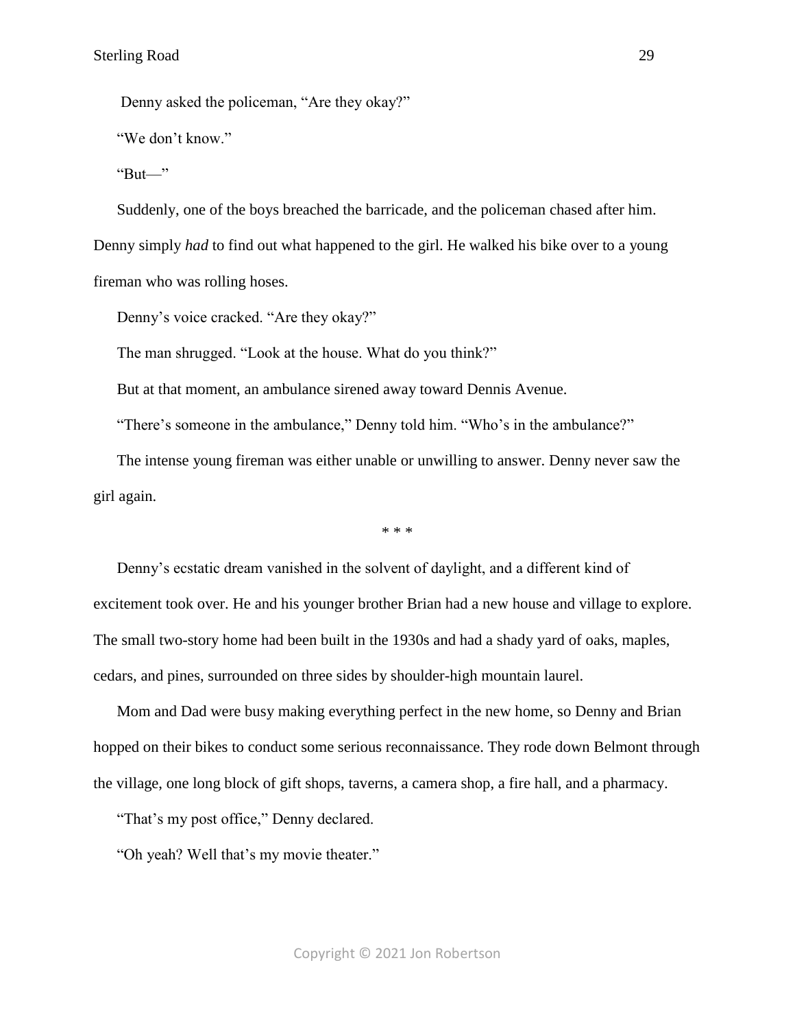Denny asked the policeman, "Are they okay?"

"We don't know."

"But—"

Suddenly, one of the boys breached the barricade, and the policeman chased after him. Denny simply *had* to find out what happened to the girl. He walked his bike over to a young fireman who was rolling hoses.

Denny's voice cracked. "Are they okay?"

The man shrugged. "Look at the house. What do you think?"

But at that moment, an ambulance sirened away toward Dennis Avenue.

"There's someone in the ambulance," Denny told him. "Who's in the ambulance?"

The intense young fireman was either unable or unwilling to answer. Denny never saw the girl again.

\* \* \*

Denny's ecstatic dream vanished in the solvent of daylight, and a different kind of excitement took over. He and his younger brother Brian had a new house and village to explore. The small two-story home had been built in the 1930s and had a shady yard of oaks, maples, cedars, and pines, surrounded on three sides by shoulder-high mountain laurel.

Mom and Dad were busy making everything perfect in the new home, so Denny and Brian hopped on their bikes to conduct some serious reconnaissance. They rode down Belmont through the village, one long block of gift shops, taverns, a camera shop, a fire hall, and a pharmacy.

"That's my post office," Denny declared.

"Oh yeah? Well that's my movie theater."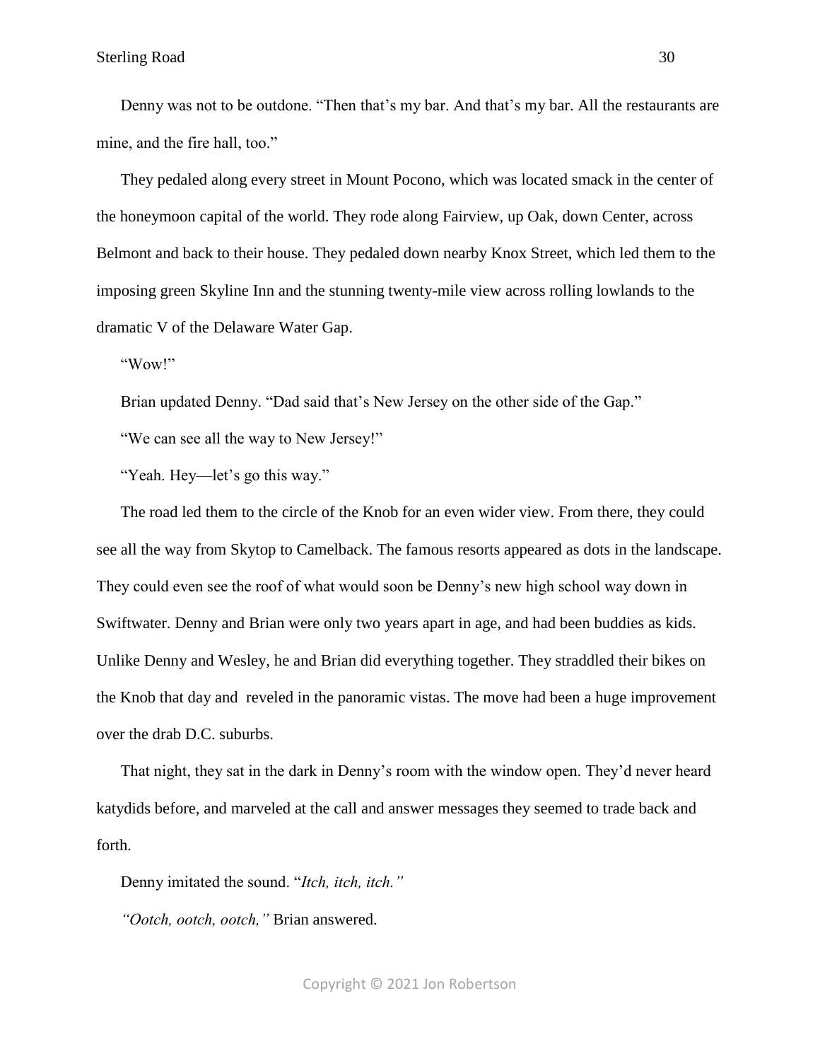Denny was not to be outdone. "Then that's my bar. And that's my bar. All the restaurants are mine, and the fire hall, too."

They pedaled along every street in Mount Pocono, which was located smack in the center of the honeymoon capital of the world. They rode along Fairview, up Oak, down Center, across Belmont and back to their house. They pedaled down nearby Knox Street, which led them to the imposing green Skyline Inn and the stunning twenty-mile view across rolling lowlands to the dramatic V of the Delaware Water Gap.

"Wow!"

Brian updated Denny. "Dad said that's New Jersey on the other side of the Gap."

"We can see all the way to New Jersey!"

"Yeah. Hey—let's go this way."

The road led them to the circle of the Knob for an even wider view. From there, they could see all the way from Skytop to Camelback. The famous resorts appeared as dots in the landscape. They could even see the roof of what would soon be Denny's new high school way down in Swiftwater. Denny and Brian were only two years apart in age, and had been buddies as kids. Unlike Denny and Wesley, he and Brian did everything together. They straddled their bikes on the Knob that day and reveled in the panoramic vistas. The move had been a huge improvement over the drab D.C. suburbs.

That night, they sat in the dark in Denny's room with the window open. They'd never heard katydids before, and marveled at the call and answer messages they seemed to trade back and forth.

Denny imitated the sound. "*Itch, itch, itch."*

*"Ootch, ootch, ootch,"* Brian answered.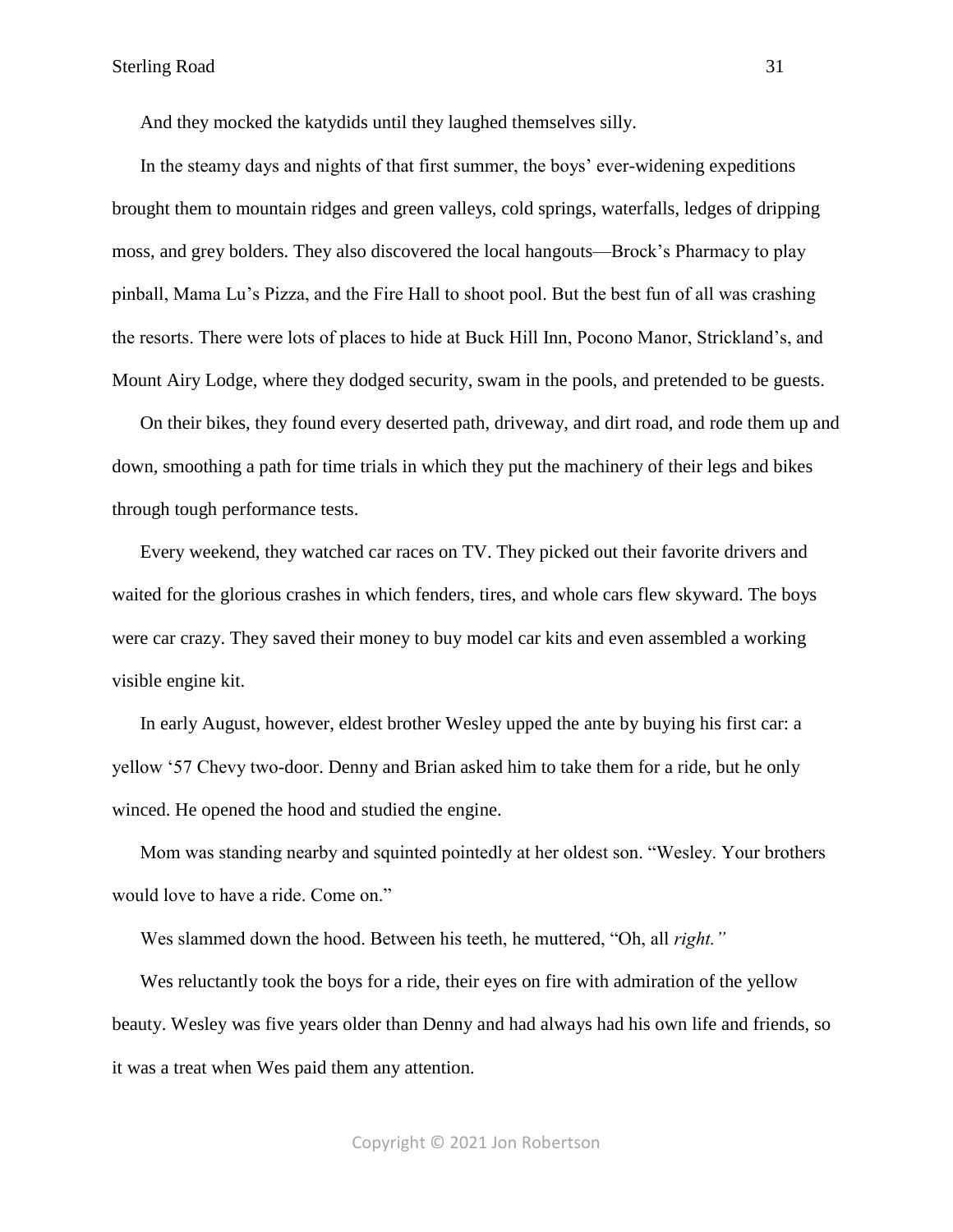And they mocked the katydids until they laughed themselves silly.

In the steamy days and nights of that first summer, the boys' ever-widening expeditions brought them to mountain ridges and green valleys, cold springs, waterfalls, ledges of dripping moss, and grey bolders. They also discovered the local hangouts—Brock's Pharmacy to play pinball, Mama Lu's Pizza, and the Fire Hall to shoot pool. But the best fun of all was crashing the resorts. There were lots of places to hide at Buck Hill Inn, Pocono Manor, Strickland's, and Mount Airy Lodge, where they dodged security, swam in the pools, and pretended to be guests.

On their bikes, they found every deserted path, driveway, and dirt road, and rode them up and down, smoothing a path for time trials in which they put the machinery of their legs and bikes through tough performance tests.

Every weekend, they watched car races on TV. They picked out their favorite drivers and waited for the glorious crashes in which fenders, tires, and whole cars flew skyward. The boys were car crazy. They saved their money to buy model car kits and even assembled a working visible engine kit.

In early August, however, eldest brother Wesley upped the ante by buying his first car: a yellow '57 Chevy two-door. Denny and Brian asked him to take them for a ride, but he only winced. He opened the hood and studied the engine.

Mom was standing nearby and squinted pointedly at her oldest son. "Wesley. Your brothers would love to have a ride. Come on."

Wes slammed down the hood. Between his teeth, he muttered, "Oh, all *right."*

Wes reluctantly took the boys for a ride, their eyes on fire with admiration of the yellow beauty. Wesley was five years older than Denny and had always had his own life and friends, so it was a treat when Wes paid them any attention.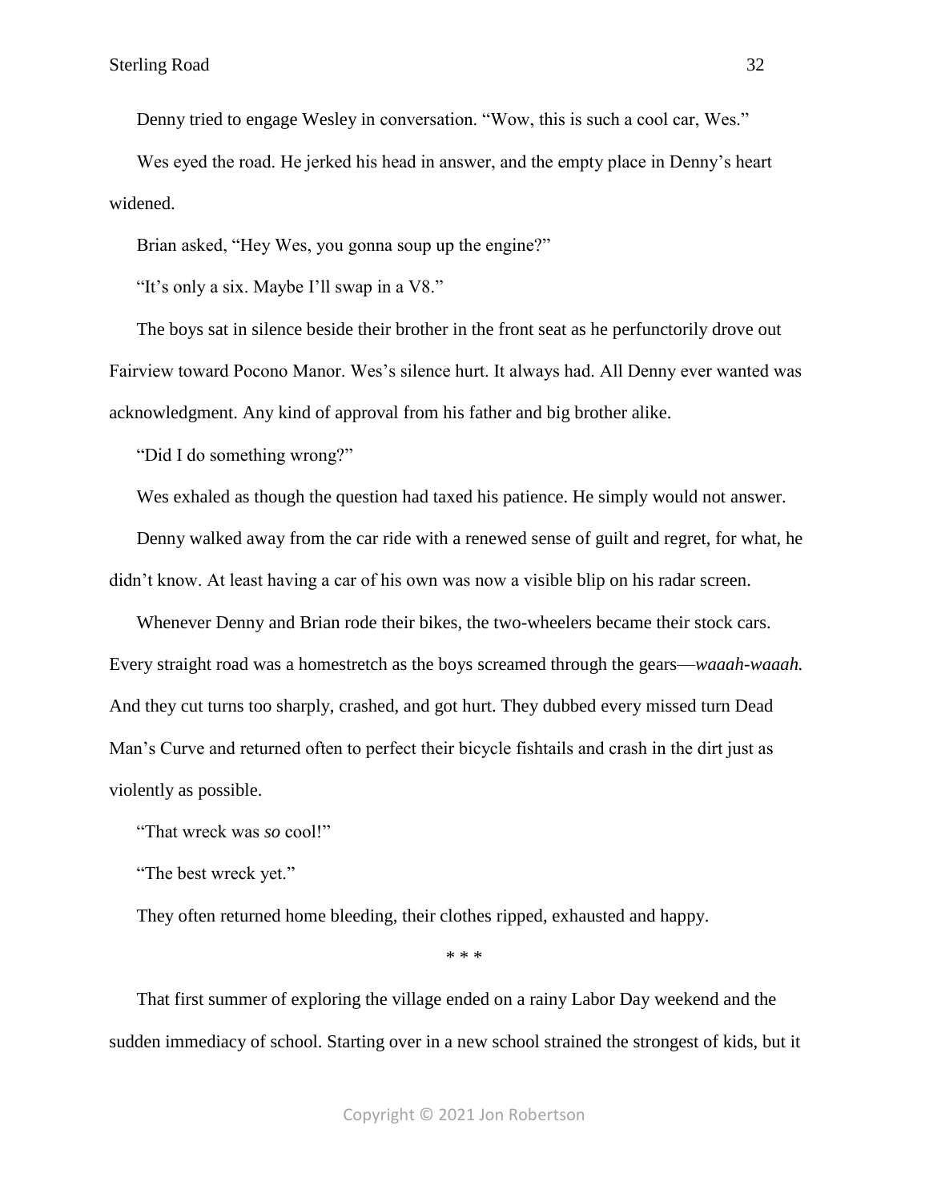Denny tried to engage Wesley in conversation. "Wow, this is such a cool car, Wes."

Wes eyed the road. He jerked his head in answer, and the empty place in Denny's heart widened.

Brian asked, "Hey Wes, you gonna soup up the engine?"

"It's only a six. Maybe I'll swap in a V8."

The boys sat in silence beside their brother in the front seat as he perfunctorily drove out Fairview toward Pocono Manor. Wes's silence hurt. It always had. All Denny ever wanted was acknowledgment. Any kind of approval from his father and big brother alike.

"Did I do something wrong?"

Wes exhaled as though the question had taxed his patience. He simply would not answer.

Denny walked away from the car ride with a renewed sense of guilt and regret, for what, he didn't know. At least having a car of his own was now a visible blip on his radar screen.

Whenever Denny and Brian rode their bikes, the two-wheelers became their stock cars. Every straight road was a homestretch as the boys screamed through the gears—*waaah-waaah.* And they cut turns too sharply, crashed, and got hurt. They dubbed every missed turn Dead Man's Curve and returned often to perfect their bicycle fishtails and crash in the dirt just as violently as possible.

"That wreck was *so* cool!"

"The best wreck yet."

They often returned home bleeding, their clothes ripped, exhausted and happy.

\* \* \*

That first summer of exploring the village ended on a rainy Labor Day weekend and the sudden immediacy of school. Starting over in a new school strained the strongest of kids, but it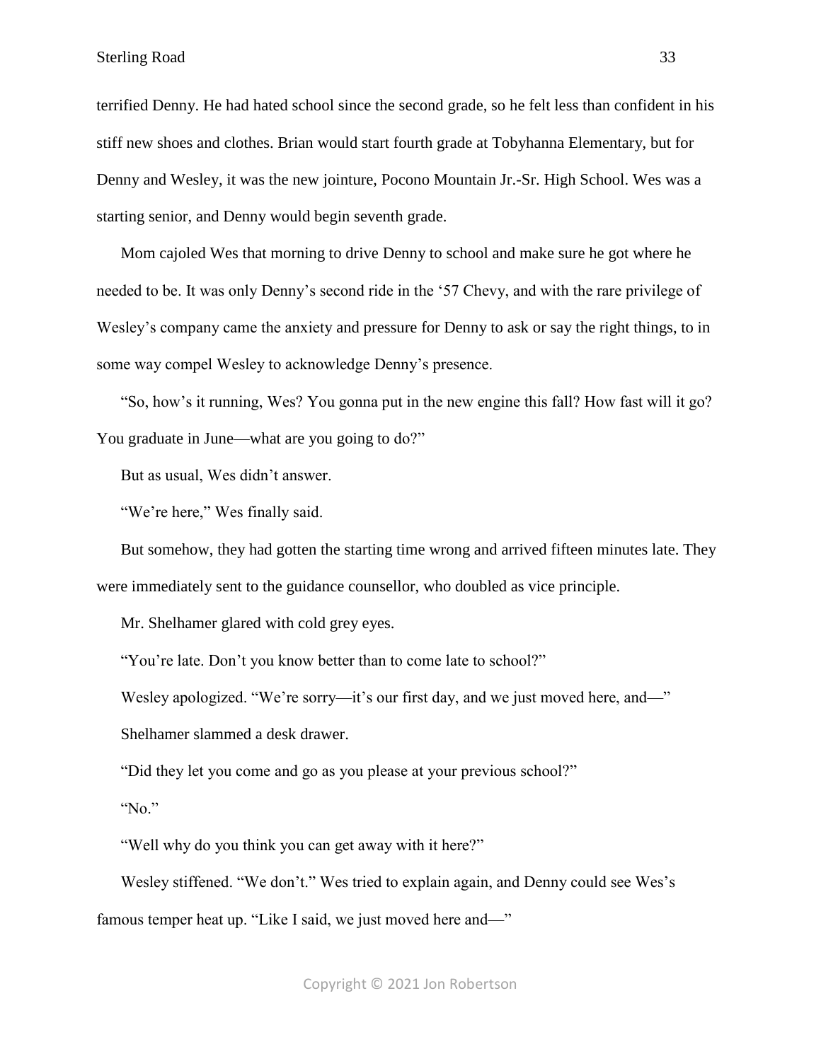terrified Denny. He had hated school since the second grade, so he felt less than confident in his stiff new shoes and clothes. Brian would start fourth grade at Tobyhanna Elementary, but for Denny and Wesley, it was the new jointure, Pocono Mountain Jr.-Sr. High School. Wes was a starting senior, and Denny would begin seventh grade.

Mom cajoled Wes that morning to drive Denny to school and make sure he got where he needed to be. It was only Denny's second ride in the '57 Chevy, and with the rare privilege of Wesley's company came the anxiety and pressure for Denny to ask or say the right things, to in some way compel Wesley to acknowledge Denny's presence.

"So, how's it running, Wes? You gonna put in the new engine this fall? How fast will it go? You graduate in June—what are you going to do?"

But as usual, Wes didn't answer.

"We're here," Wes finally said.

But somehow, they had gotten the starting time wrong and arrived fifteen minutes late. They were immediately sent to the guidance counsellor, who doubled as vice principle.

Mr. Shelhamer glared with cold grey eyes.

"You're late. Don't you know better than to come late to school?"

Wesley apologized. "We're sorry—it's our first day, and we just moved here, and—"

Shelhamer slammed a desk drawer.

"Did they let you come and go as you please at your previous school?"

"No."

"Well why do you think you can get away with it here?"

Wesley stiffened. "We don't." Wes tried to explain again, and Denny could see Wes's famous temper heat up. "Like I said, we just moved here and—"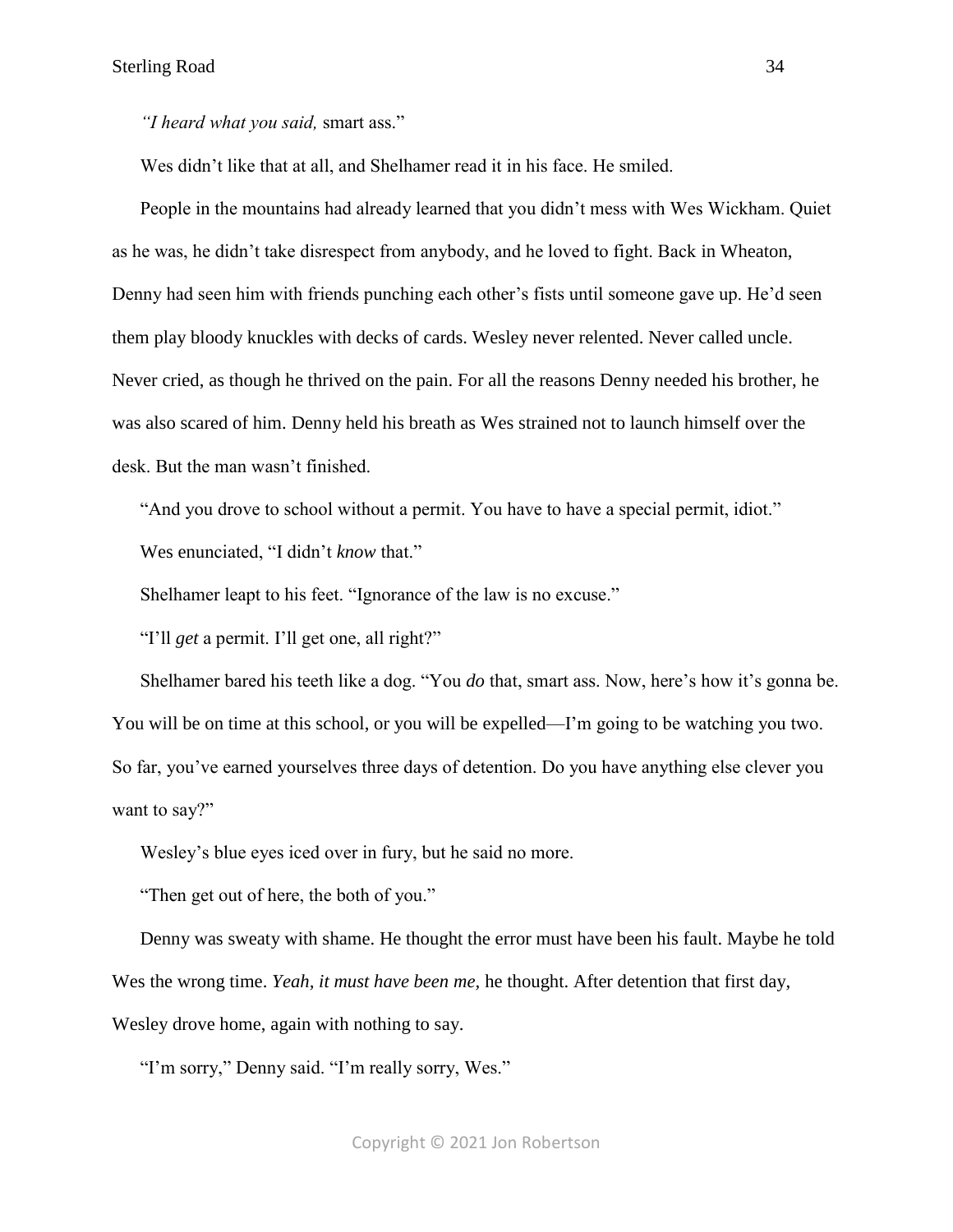*"I heard what you said,* smart ass."

Wes didn't like that at all, and Shelhamer read it in his face. He smiled.

People in the mountains had already learned that you didn't mess with Wes Wickham. Quiet as he was, he didn't take disrespect from anybody, and he loved to fight. Back in Wheaton, Denny had seen him with friends punching each other's fists until someone gave up. He'd seen them play bloody knuckles with decks of cards. Wesley never relented. Never called uncle. Never cried, as though he thrived on the pain. For all the reasons Denny needed his brother, he was also scared of him. Denny held his breath as Wes strained not to launch himself over the desk. But the man wasn't finished.

"And you drove to school without a permit. You have to have a special permit, idiot."

Wes enunciated, "I didn't *know* that."

Shelhamer leapt to his feet. "Ignorance of the law is no excuse."

"I'll *get* a permit. I'll get one, all right?"

Shelhamer bared his teeth like a dog. "You *do* that, smart ass. Now, here's how it's gonna be. You will be on time at this school, or you will be expelled—I'm going to be watching you two. So far, you've earned yourselves three days of detention. Do you have anything else clever you want to say?"

Wesley's blue eyes iced over in fury, but he said no more.

"Then get out of here, the both of you."

Denny was sweaty with shame. He thought the error must have been his fault. Maybe he told Wes the wrong time. *Yeah, it must have been me,* he thought. After detention that first day, Wesley drove home, again with nothing to say.

"I'm sorry," Denny said. "I'm really sorry, Wes."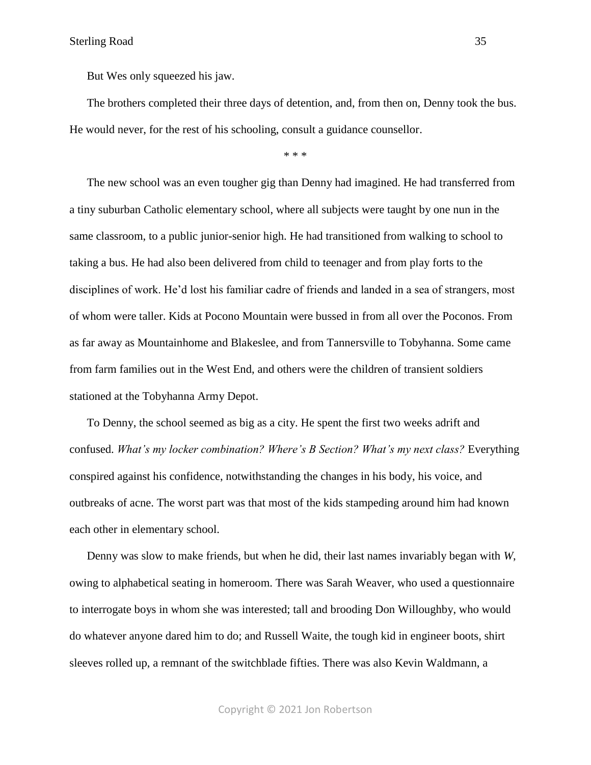But Wes only squeezed his jaw.

The brothers completed their three days of detention, and, from then on, Denny took the bus. He would never, for the rest of his schooling, consult a guidance counsellor.

\* \* \*

The new school was an even tougher gig than Denny had imagined. He had transferred from a tiny suburban Catholic elementary school, where all subjects were taught by one nun in the same classroom, to a public junior-senior high. He had transitioned from walking to school to taking a bus. He had also been delivered from child to teenager and from play forts to the disciplines of work. He'd lost his familiar cadre of friends and landed in a sea of strangers, most of whom were taller. Kids at Pocono Mountain were bussed in from all over the Poconos. From as far away as Mountainhome and Blakeslee, and from Tannersville to Tobyhanna. Some came from farm families out in the West End, and others were the children of transient soldiers stationed at the Tobyhanna Army Depot.

To Denny, the school seemed as big as a city. He spent the first two weeks adrift and confused. *What's my locker combination? Where's B Section? What's my next class?* Everything conspired against his confidence, notwithstanding the changes in his body, his voice, and outbreaks of acne. The worst part was that most of the kids stampeding around him had known each other in elementary school.

Denny was slow to make friends, but when he did, their last names invariably began with *W*, owing to alphabetical seating in homeroom. There was Sarah Weaver, who used a questionnaire to interrogate boys in whom she was interested; tall and brooding Don Willoughby, who would do whatever anyone dared him to do; and Russell Waite, the tough kid in engineer boots, shirt sleeves rolled up, a remnant of the switchblade fifties. There was also Kevin Waldmann, a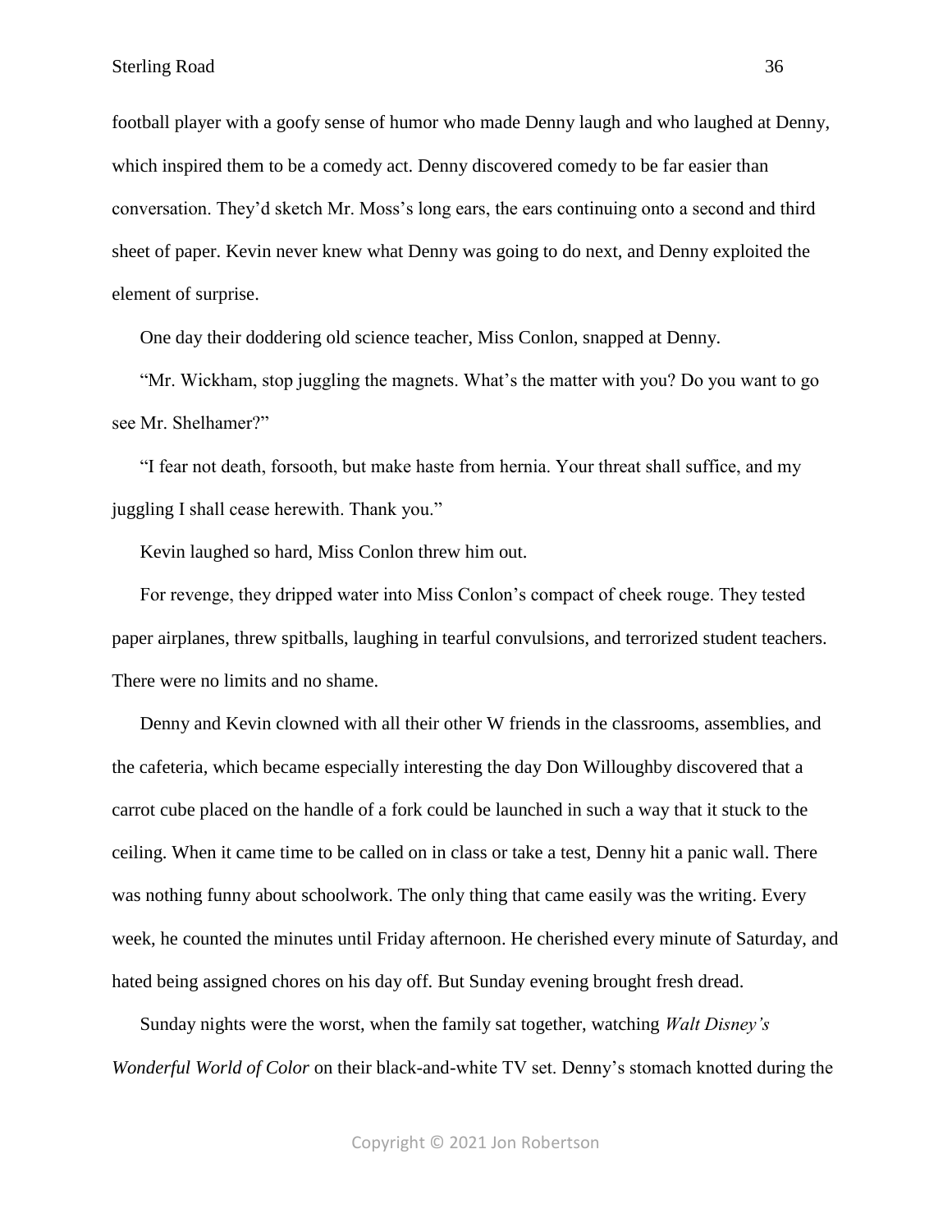football player with a goofy sense of humor who made Denny laugh and who laughed at Denny, which inspired them to be a comedy act. Denny discovered comedy to be far easier than conversation. They'd sketch Mr. Moss's long ears, the ears continuing onto a second and third sheet of paper. Kevin never knew what Denny was going to do next, and Denny exploited the element of surprise.

One day their doddering old science teacher, Miss Conlon, snapped at Denny.

"Mr. Wickham, stop juggling the magnets. What's the matter with you? Do you want to go see Mr. Shelhamer?"

"I fear not death, forsooth, but make haste from hernia. Your threat shall suffice, and my juggling I shall cease herewith. Thank you."

Kevin laughed so hard, Miss Conlon threw him out.

For revenge, they dripped water into Miss Conlon's compact of cheek rouge. They tested paper airplanes, threw spitballs, laughing in tearful convulsions, and terrorized student teachers. There were no limits and no shame.

Denny and Kevin clowned with all their other W friends in the classrooms, assemblies, and the cafeteria, which became especially interesting the day Don Willoughby discovered that a carrot cube placed on the handle of a fork could be launched in such a way that it stuck to the ceiling. When it came time to be called on in class or take a test, Denny hit a panic wall. There was nothing funny about schoolwork. The only thing that came easily was the writing. Every week, he counted the minutes until Friday afternoon. He cherished every minute of Saturday, and hated being assigned chores on his day off. But Sunday evening brought fresh dread.

Sunday nights were the worst, when the family sat together, watching *Walt Disney's Wonderful World of Color* on their black-and-white TV set. Denny's stomach knotted during the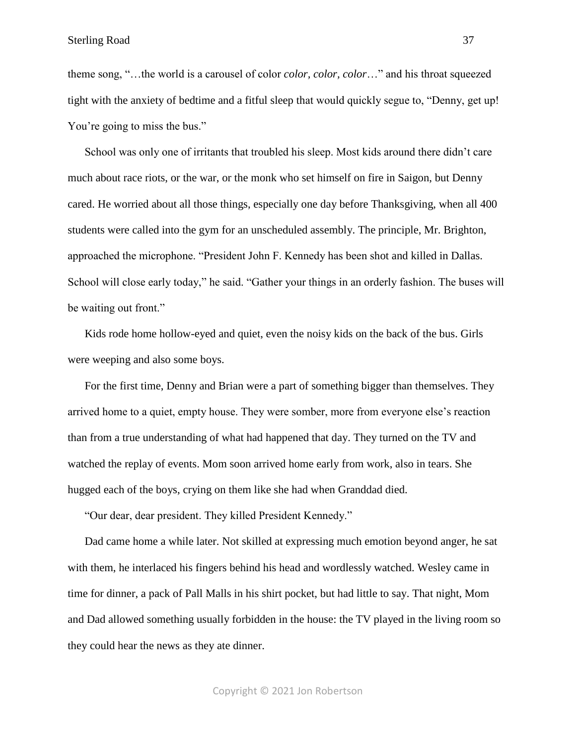theme song, "…the world is a carousel of color *color, color, color*…" and his throat squeezed tight with the anxiety of bedtime and a fitful sleep that would quickly segue to, "Denny, get up! You're going to miss the bus."

School was only one of irritants that troubled his sleep. Most kids around there didn't care much about race riots, or the war, or the monk who set himself on fire in Saigon, but Denny cared. He worried about all those things, especially one day before Thanksgiving, when all 400 students were called into the gym for an unscheduled assembly. The principle, Mr. Brighton, approached the microphone. "President John F. Kennedy has been shot and killed in Dallas. School will close early today," he said. "Gather your things in an orderly fashion. The buses will be waiting out front."

Kids rode home hollow-eyed and quiet, even the noisy kids on the back of the bus. Girls were weeping and also some boys.

For the first time, Denny and Brian were a part of something bigger than themselves. They arrived home to a quiet, empty house. They were somber, more from everyone else's reaction than from a true understanding of what had happened that day. They turned on the TV and watched the replay of events. Mom soon arrived home early from work, also in tears. She hugged each of the boys, crying on them like she had when Granddad died.

"Our dear, dear president. They killed President Kennedy."

Dad came home a while later. Not skilled at expressing much emotion beyond anger, he sat with them, he interlaced his fingers behind his head and wordlessly watched. Wesley came in time for dinner, a pack of Pall Malls in his shirt pocket, but had little to say. That night, Mom and Dad allowed something usually forbidden in the house: the TV played in the living room so they could hear the news as they ate dinner.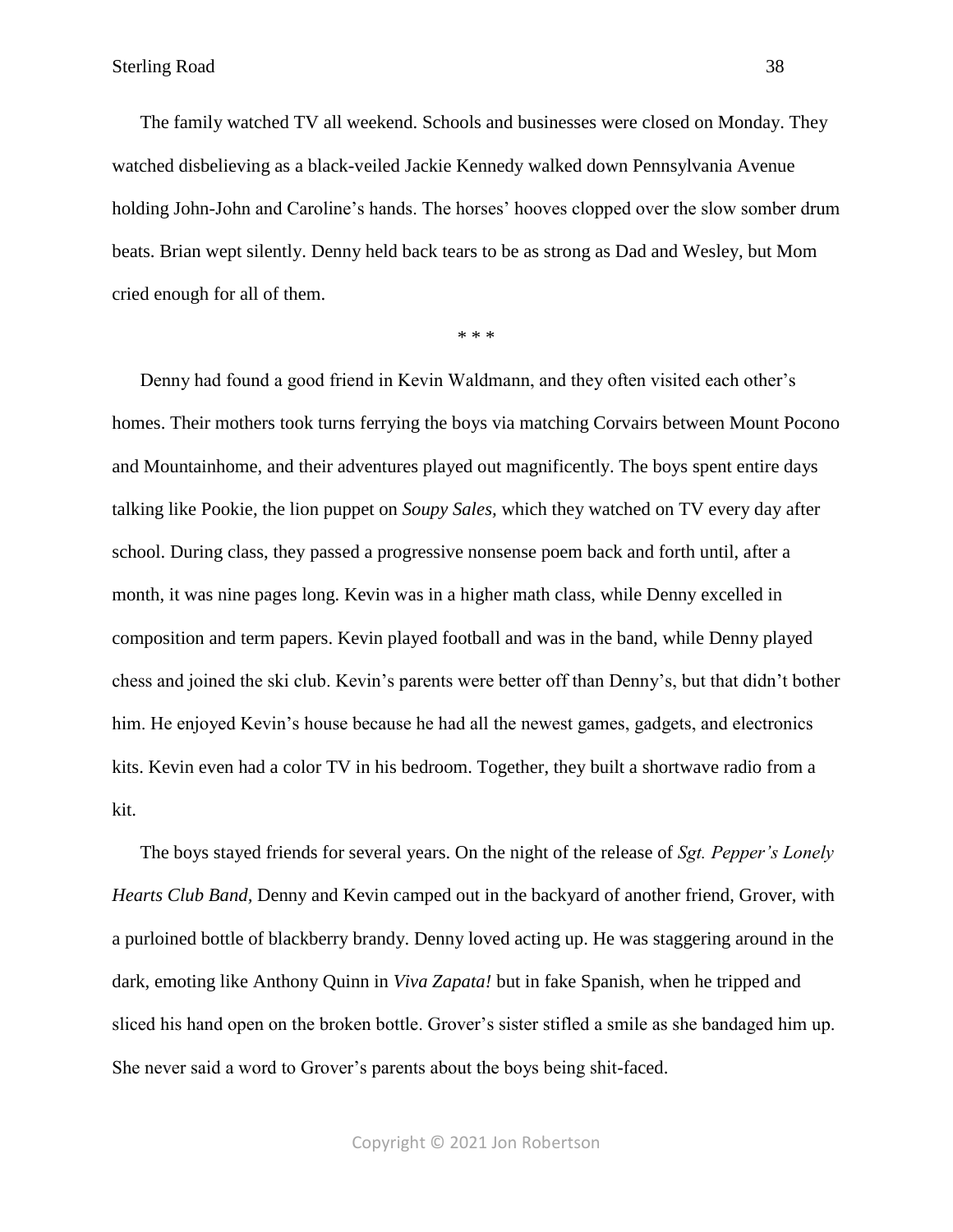The family watched TV all weekend. Schools and businesses were closed on Monday. They watched disbelieving as a black-veiled Jackie Kennedy walked down Pennsylvania Avenue holding John-John and Caroline's hands. The horses' hooves clopped over the slow somber drum beats. Brian wept silently. Denny held back tears to be as strong as Dad and Wesley, but Mom cried enough for all of them.

\* \* \*

Denny had found a good friend in Kevin Waldmann, and they often visited each other's homes. Their mothers took turns ferrying the boys via matching Corvairs between Mount Pocono and Mountainhome, and their adventures played out magnificently. The boys spent entire days talking like Pookie, the lion puppet on *Soupy Sales,* which they watched on TV every day after school. During class, they passed a progressive nonsense poem back and forth until, after a month, it was nine pages long. Kevin was in a higher math class, while Denny excelled in composition and term papers. Kevin played football and was in the band, while Denny played chess and joined the ski club. Kevin's parents were better off than Denny's, but that didn't bother him. He enjoyed Kevin's house because he had all the newest games, gadgets, and electronics kits. Kevin even had a color TV in his bedroom. Together, they built a shortwave radio from a kit.

The boys stayed friends for several years. On the night of the release of *Sgt. Pepper's Lonely Hearts Club Band,* Denny and Kevin camped out in the backyard of another friend, Grover, with a purloined bottle of blackberry brandy. Denny loved acting up. He was staggering around in the dark, emoting like Anthony Quinn in *Viva Zapata!* but in fake Spanish, when he tripped and sliced his hand open on the broken bottle. Grover's sister stifled a smile as she bandaged him up. She never said a word to Grover's parents about the boys being shit-faced.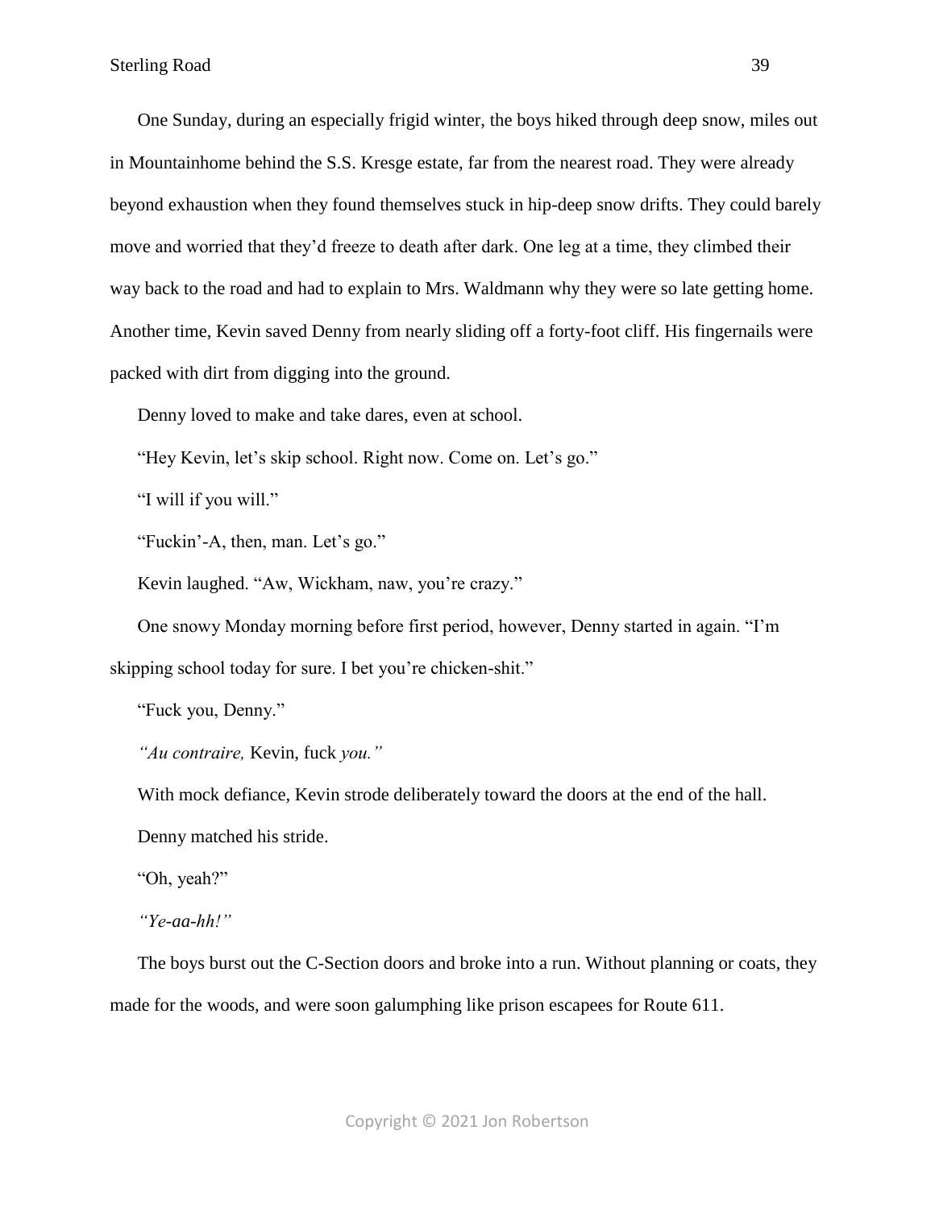One Sunday, during an especially frigid winter, the boys hiked through deep snow, miles out in Mountainhome behind the S.S. Kresge estate, far from the nearest road. They were already beyond exhaustion when they found themselves stuck in hip-deep snow drifts. They could barely move and worried that they'd freeze to death after dark. One leg at a time, they climbed their way back to the road and had to explain to Mrs. Waldmann why they were so late getting home. Another time, Kevin saved Denny from nearly sliding off a forty-foot cliff. His fingernails were packed with dirt from digging into the ground.

Denny loved to make and take dares, even at school.

"Hey Kevin, let's skip school. Right now. Come on. Let's go."

"I will if you will."

"Fuckin'-A, then, man. Let's go."

Kevin laughed. "Aw, Wickham, naw, you're crazy."

One snowy Monday morning before first period, however, Denny started in again. "I'm skipping school today for sure. I bet you're chicken-shit."

"Fuck you, Denny."

*"Au contraire,* Kevin, fuck *you."*

With mock defiance, Kevin strode deliberately toward the doors at the end of the hall.

Denny matched his stride.

"Oh, yeah?"

*"Ye-aa-hh!"*

The boys burst out the C-Section doors and broke into a run. Without planning or coats, they made for the woods, and were soon galumphing like prison escapees for Route 611.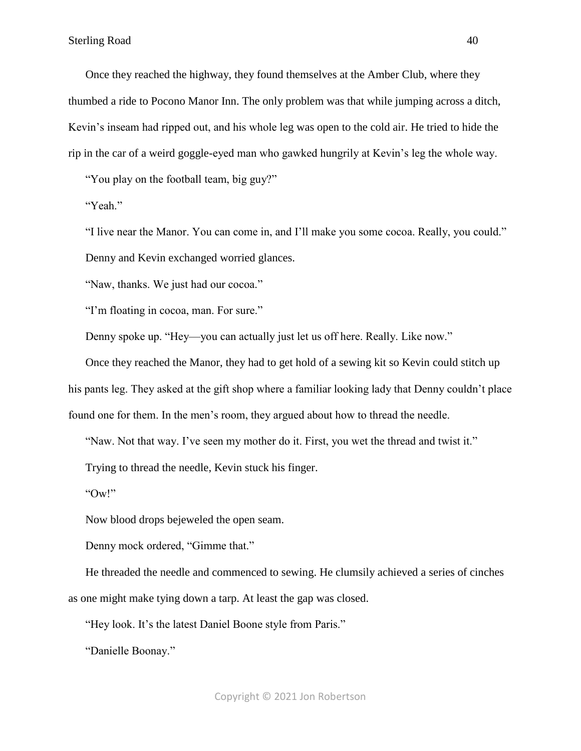Once they reached the highway, they found themselves at the Amber Club, where they thumbed a ride to Pocono Manor Inn. The only problem was that while jumping across a ditch, Kevin's inseam had ripped out, and his whole leg was open to the cold air. He tried to hide the rip in the car of a weird goggle-eyed man who gawked hungrily at Kevin's leg the whole way.

"You play on the football team, big guy?"

"Yeah."

"I live near the Manor. You can come in, and I'll make you some cocoa. Really, you could."

Denny and Kevin exchanged worried glances.

"Naw, thanks. We just had our cocoa."

"I'm floating in cocoa, man. For sure."

Denny spoke up. "Hey—you can actually just let us off here. Really. Like now."

Once they reached the Manor, they had to get hold of a sewing kit so Kevin could stitch up his pants leg. They asked at the gift shop where a familiar looking lady that Denny couldn't place found one for them. In the men's room, they argued about how to thread the needle.

"Naw. Not that way. I've seen my mother do it. First, you wet the thread and twist it."

Trying to thread the needle, Kevin stuck his finger.

"Ow!"

Now blood drops bejeweled the open seam.

Denny mock ordered, "Gimme that."

He threaded the needle and commenced to sewing. He clumsily achieved a series of cinches as one might make tying down a tarp. At least the gap was closed.

"Hey look. It's the latest Daniel Boone style from Paris."

"Danielle Boonay."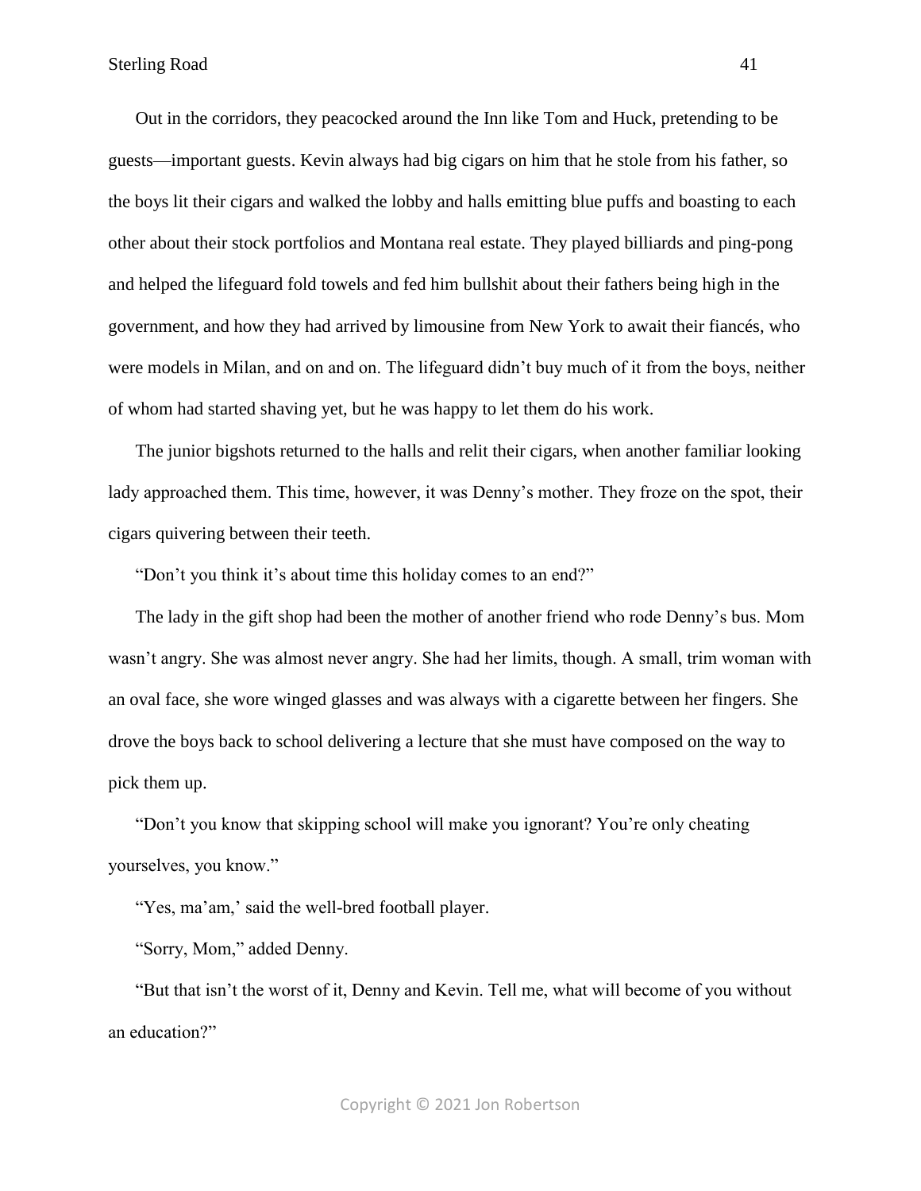Out in the corridors, they peacocked around the Inn like Tom and Huck, pretending to be guests—important guests. Kevin always had big cigars on him that he stole from his father, so the boys lit their cigars and walked the lobby and halls emitting blue puffs and boasting to each other about their stock portfolios and Montana real estate. They played billiards and ping-pong and helped the lifeguard fold towels and fed him bullshit about their fathers being high in the government, and how they had arrived by limousine from New York to await their fiancés, who were models in Milan, and on and on. The lifeguard didn't buy much of it from the boys, neither of whom had started shaving yet, but he was happy to let them do his work.

The junior bigshots returned to the halls and relit their cigars, when another familiar looking lady approached them. This time, however, it was Denny's mother. They froze on the spot, their cigars quivering between their teeth.

"Don't you think it's about time this holiday comes to an end?"

The lady in the gift shop had been the mother of another friend who rode Denny's bus. Mom wasn't angry. She was almost never angry. She had her limits, though. A small, trim woman with an oval face, she wore winged glasses and was always with a cigarette between her fingers. She drove the boys back to school delivering a lecture that she must have composed on the way to pick them up.

"Don't you know that skipping school will make you ignorant? You're only cheating yourselves, you know."

"Yes, ma'am,' said the well-bred football player.

"Sorry, Mom," added Denny.

"But that isn't the worst of it, Denny and Kevin. Tell me, what will become of you without an education?"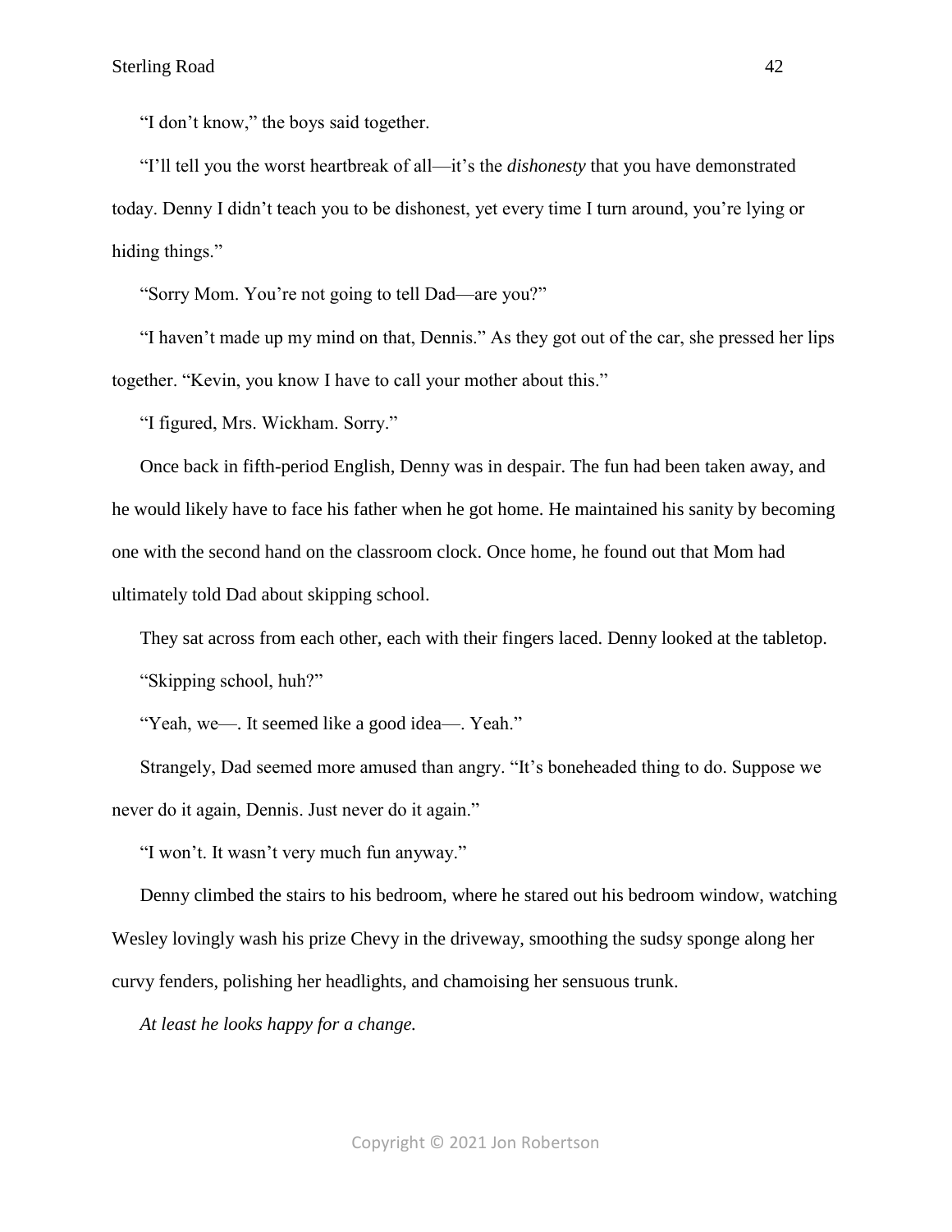"I don't know," the boys said together.

"I'll tell you the worst heartbreak of all—it's the *dishonesty* that you have demonstrated today. Denny I didn't teach you to be dishonest, yet every time I turn around, you're lying or hiding things."

"Sorry Mom. You're not going to tell Dad—are you?"

"I haven't made up my mind on that, Dennis." As they got out of the car, she pressed her lips together. "Kevin, you know I have to call your mother about this."

"I figured, Mrs. Wickham. Sorry."

Once back in fifth-period English, Denny was in despair. The fun had been taken away, and he would likely have to face his father when he got home. He maintained his sanity by becoming one with the second hand on the classroom clock. Once home, he found out that Mom had ultimately told Dad about skipping school.

They sat across from each other, each with their fingers laced. Denny looked at the tabletop.

"Skipping school, huh?"

"Yeah, we—. It seemed like a good idea—. Yeah."

Strangely, Dad seemed more amused than angry. "It's boneheaded thing to do. Suppose we never do it again, Dennis. Just never do it again."

"I won't. It wasn't very much fun anyway."

Denny climbed the stairs to his bedroom, where he stared out his bedroom window, watching Wesley lovingly wash his prize Chevy in the driveway, smoothing the sudsy sponge along her curvy fenders, polishing her headlights, and chamoising her sensuous trunk.

*At least he looks happy for a change.*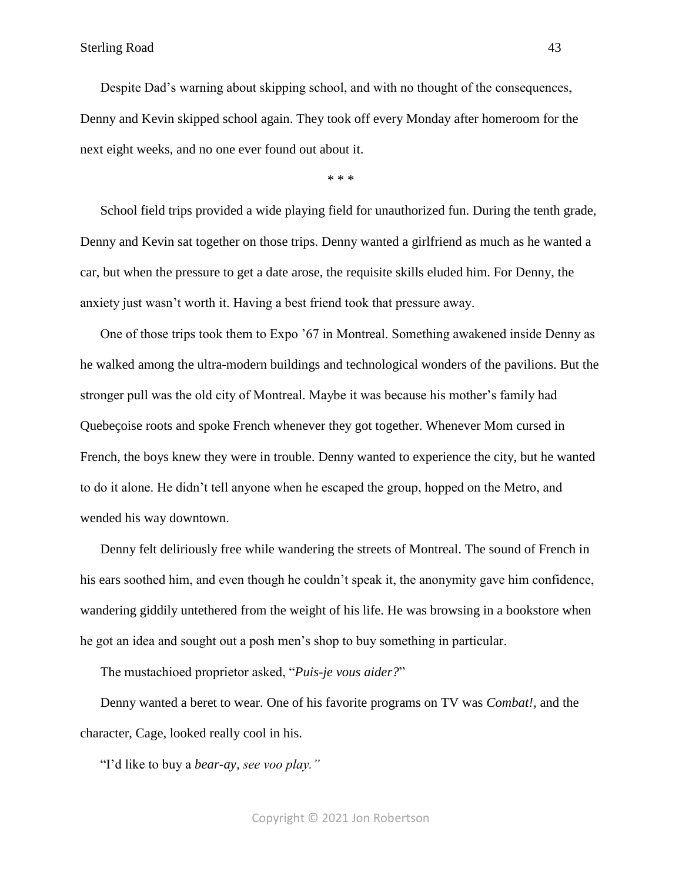Despite Dad's warning about skipping school, and with no thought of the consequences, Denny and Kevin skipped school again. They took off every Monday after homeroom for the next eight weeks, and no one ever found out about it.

\* \* \*

School field trips provided a wide playing field for unauthorized fun. During the tenth grade, Denny and Kevin sat together on those trips. Denny wanted a girlfriend as much as he wanted a car, but when the pressure to get a date arose, the requisite skills eluded him. For Denny, the anxiety just wasn't worth it. Having a best friend took that pressure away.

One of those trips took them to Expo '67 in Montreal. Something awakened inside Denny as he walked among the ultra-modern buildings and technological wonders of the pavilions. But the stronger pull was the old city of Montreal. Maybe it was because his mother's family had Quebeçoise roots and spoke French whenever they got together. Whenever Mom cursed in French, the boys knew they were in trouble. Denny wanted to experience the city, but he wanted to do it alone. He didn't tell anyone when he escaped the group, hopped on the Metro, and wended his way downtown.

Denny felt deliriously free while wandering the streets of Montreal. The sound of French in his ears soothed him, and even though he couldn't speak it, the anonymity gave him confidence, wandering giddily untethered from the weight of his life. He was browsing in a bookstore when he got an idea and sought out a posh men's shop to buy something in particular.

The mustachioed proprietor asked, "*Puis-je vous aider?*"

Denny wanted a beret to wear. One of his favorite programs on TV was *Combat!*, and the character, Cage, looked really cool in his.

"I'd like to buy a *bear-ay, see voo play."*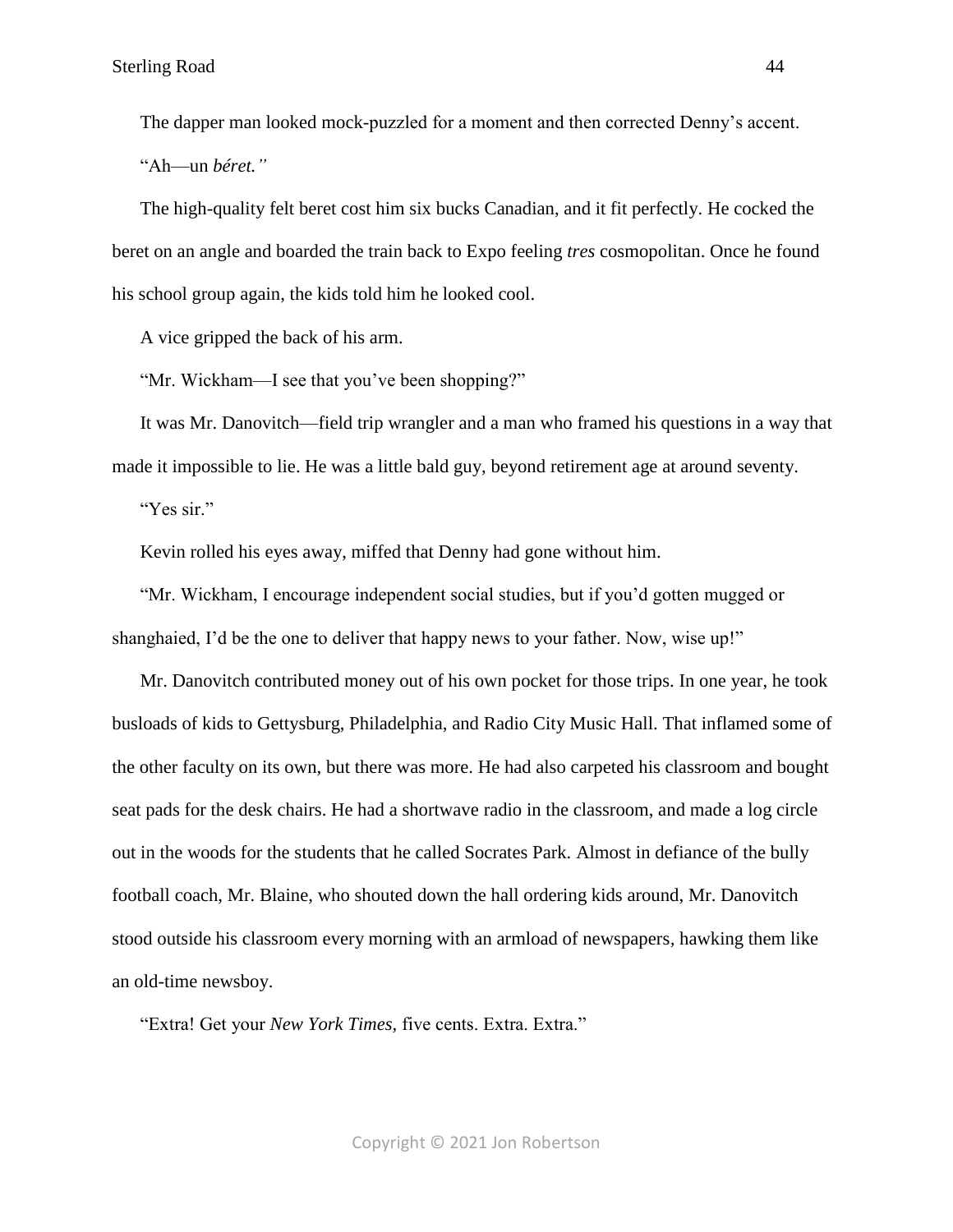The dapper man looked mock-puzzled for a moment and then corrected Denny's accent.

"Ah—un *béret."*

The high-quality felt beret cost him six bucks Canadian, and it fit perfectly. He cocked the beret on an angle and boarded the train back to Expo feeling *tres* cosmopolitan. Once he found his school group again, the kids told him he looked cool.

A vice gripped the back of his arm.

"Mr. Wickham—I see that you've been shopping?"

It was Mr. Danovitch—field trip wrangler and a man who framed his questions in a way that made it impossible to lie. He was a little bald guy, beyond retirement age at around seventy.

"Yes sir."

Kevin rolled his eyes away, miffed that Denny had gone without him.

"Mr. Wickham, I encourage independent social studies, but if you'd gotten mugged or shanghaied, I'd be the one to deliver that happy news to your father. Now, wise up!"

Mr. Danovitch contributed money out of his own pocket for those trips. In one year, he took busloads of kids to Gettysburg, Philadelphia, and Radio City Music Hall. That inflamed some of the other faculty on its own, but there was more. He had also carpeted his classroom and bought seat pads for the desk chairs. He had a shortwave radio in the classroom, and made a log circle out in the woods for the students that he called Socrates Park. Almost in defiance of the bully football coach, Mr. Blaine, who shouted down the hall ordering kids around, Mr. Danovitch stood outside his classroom every morning with an armload of newspapers, hawking them like an old-time newsboy.

"Extra! Get your *New York Times*, five cents. Extra. Extra."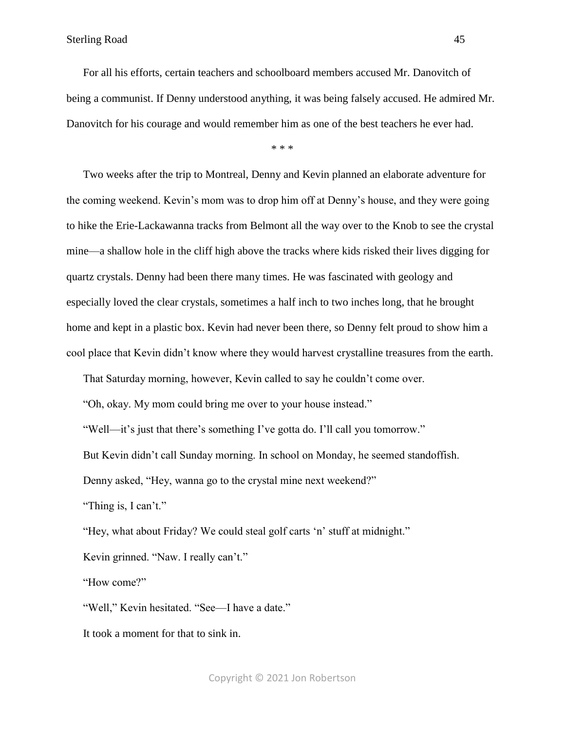For all his efforts, certain teachers and schoolboard members accused Mr. Danovitch of being a communist. If Denny understood anything, it was being falsely accused. He admired Mr. Danovitch for his courage and would remember him as one of the best teachers he ever had.

\* \* \*

Two weeks after the trip to Montreal, Denny and Kevin planned an elaborate adventure for the coming weekend. Kevin's mom was to drop him off at Denny's house, and they were going to hike the Erie-Lackawanna tracks from Belmont all the way over to the Knob to see the crystal mine—a shallow hole in the cliff high above the tracks where kids risked their lives digging for quartz crystals. Denny had been there many times. He was fascinated with geology and especially loved the clear crystals, sometimes a half inch to two inches long, that he brought home and kept in a plastic box. Kevin had never been there, so Denny felt proud to show him a cool place that Kevin didn't know where they would harvest crystalline treasures from the earth.

That Saturday morning, however, Kevin called to say he couldn't come over.

"Oh, okay. My mom could bring me over to your house instead."

"Well—it's just that there's something I've gotta do. I'll call you tomorrow."

But Kevin didn't call Sunday morning. In school on Monday, he seemed standoffish.

Denny asked, "Hey, wanna go to the crystal mine next weekend?"

"Thing is, I can't."

"Hey, what about Friday? We could steal golf carts 'n' stuff at midnight."

Kevin grinned. "Naw. I really can't."

"How come?"

"Well," Kevin hesitated. "See—I have a date."

It took a moment for that to sink in.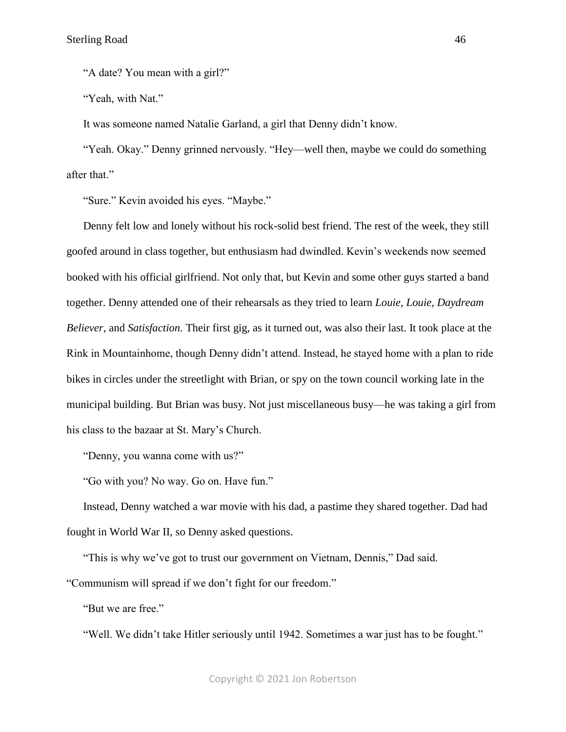"A date? You mean with a girl?"

"Yeah, with Nat."

It was someone named Natalie Garland, a girl that Denny didn't know.

"Yeah. Okay." Denny grinned nervously. "Hey—well then, maybe we could do something after that."

"Sure." Kevin avoided his eyes. "Maybe."

Denny felt low and lonely without his rock-solid best friend. The rest of the week, they still goofed around in class together, but enthusiasm had dwindled. Kevin's weekends now seemed booked with his official girlfriend. Not only that, but Kevin and some other guys started a band together. Denny attended one of their rehearsals as they tried to learn *Louie, Louie, Daydream Believer,* and *Satisfaction.* Their first gig, as it turned out, was also their last. It took place at the Rink in Mountainhome, though Denny didn't attend. Instead, he stayed home with a plan to ride bikes in circles under the streetlight with Brian, or spy on the town council working late in the municipal building. But Brian was busy. Not just miscellaneous busy—he was taking a girl from his class to the bazaar at St. Mary's Church.

"Denny, you wanna come with us?"

"Go with you? No way. Go on. Have fun."

Instead, Denny watched a war movie with his dad, a pastime they shared together. Dad had fought in World War II, so Denny asked questions.

"This is why we've got to trust our government on Vietnam, Dennis," Dad said. "Communism will spread if we don't fight for our freedom."

"But we are free."

"Well. We didn't take Hitler seriously until 1942. Sometimes a war just has to be fought."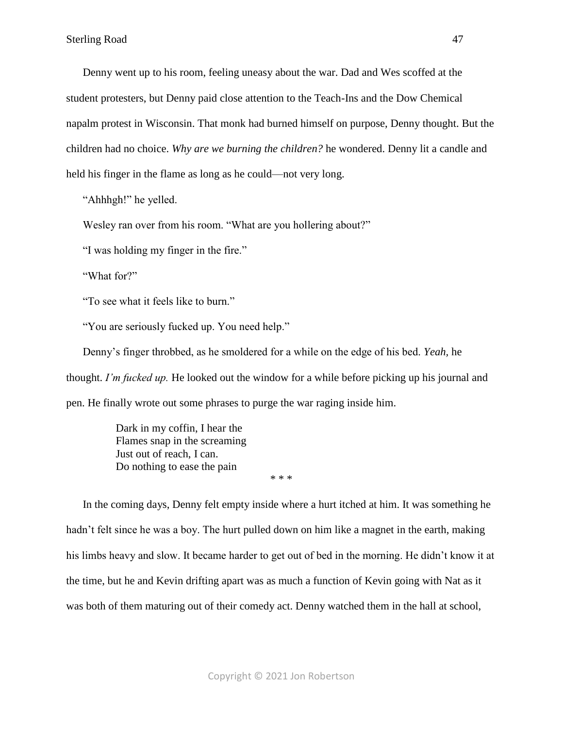Denny went up to his room, feeling uneasy about the war. Dad and Wes scoffed at the student protesters, but Denny paid close attention to the Teach-Ins and the Dow Chemical napalm protest in Wisconsin. That monk had burned himself on purpose, Denny thought. But the children had no choice. *Why are we burning the children?* he wondered. Denny lit a candle and held his finger in the flame as long as he could—not very long.

"Ahhhgh!" he yelled.

Wesley ran over from his room. "What are you hollering about?"

"I was holding my finger in the fire."

"What for?"

"To see what it feels like to burn."

"You are seriously fucked up. You need help."

Denny's finger throbbed, as he smoldered for a while on the edge of his bed. *Yeah*, he thought. *I'm fucked up.* He looked out the window for a while before picking up his journal and pen. He finally wrote out some phrases to purge the war raging inside him.

> Dark in my coffin, I hear the
> Flames snap in the screaming
> Just out of reach, I can.
> Do nothing to ease the pain

* * *

In the coming days, Denny felt empty inside where a hurt itched at him. It was something he hadn't felt since he was a boy. The hurt pulled down on him like a magnet in the earth, making his limbs heavy and slow. It became harder to get out of bed in the morning. He didn't know it at the time, but he and Kevin drifting apart was as much a function of Kevin going with Nat as it was both of them maturing out of their comedy act. Denny watched them in the hall at school,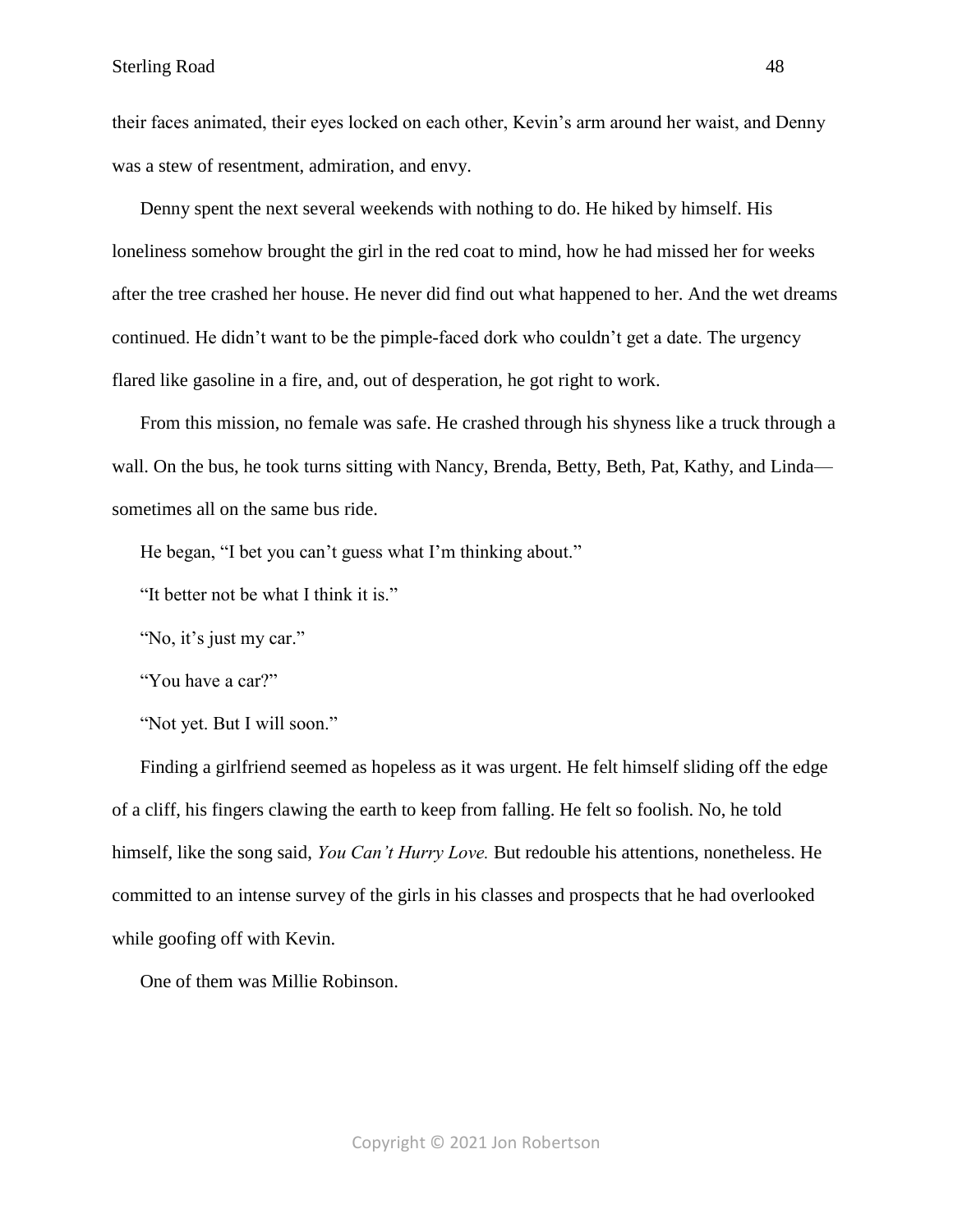their faces animated, their eyes locked on each other, Kevin's arm around her waist, and Denny was a stew of resentment, admiration, and envy.

Denny spent the next several weekends with nothing to do. He hiked by himself. His loneliness somehow brought the girl in the red coat to mind, how he had missed her for weeks after the tree crashed her house. He never did find out what happened to her. And the wet dreams continued. He didn't want to be the pimple-faced dork who couldn't get a date. The urgency flared like gasoline in a fire, and, out of desperation, he got right to work.

From this mission, no female was safe. He crashed through his shyness like a truck through a wall. On the bus, he took turns sitting with Nancy, Brenda, Betty, Beth, Pat, Kathy, and Linda—sometimes all on the same bus ride.

He began, "I bet you can't guess what I'm thinking about."

"It better not be what I think it is."

"No, it's just my car."

"You have a car?"

"Not yet. But I will soon."

Finding a girlfriend seemed as hopeless as it was urgent. He felt himself sliding off the edge of a cliff, his fingers clawing the earth to keep from falling. He felt so foolish. No, he told himself, like the song said, *You Can't Hurry Love.* But redouble his attentions, nonetheless. He committed to an intense survey of the girls in his classes and prospects that he had overlooked while goofing off with Kevin.

One of them was Millie Robinson.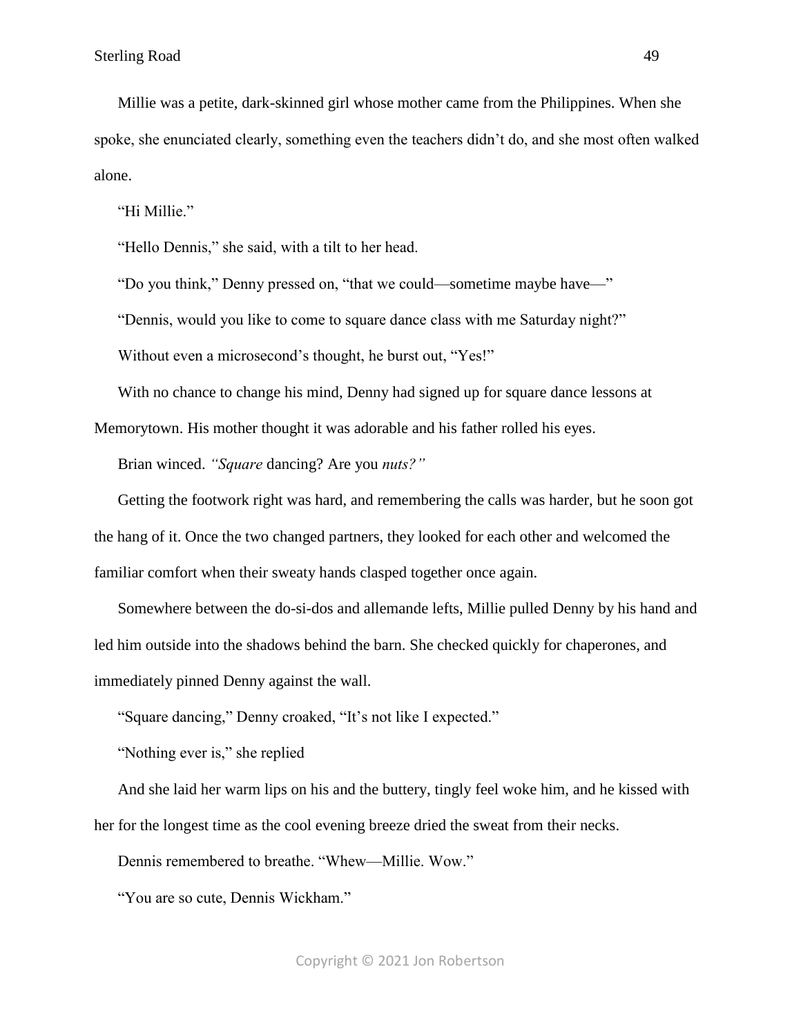Millie was a petite, dark-skinned girl whose mother came from the Philippines. When she spoke, she enunciated clearly, something even the teachers didn't do, and she most often walked alone.

"Hi Millie."

"Hello Dennis," she said, with a tilt to her head.

"Do you think," Denny pressed on, "that we could—sometime maybe have—"

"Dennis, would you like to come to square dance class with me Saturday night?"

Without even a microsecond's thought, he burst out, "Yes!"

With no chance to change his mind, Denny had signed up for square dance lessons at Memorytown. His mother thought it was adorable and his father rolled his eyes.

Brian winced. *"Square* dancing? Are you *nuts?"*

Getting the footwork right was hard, and remembering the calls was harder, but he soon got the hang of it. Once the two changed partners, they looked for each other and welcomed the familiar comfort when their sweaty hands clasped together once again.

Somewhere between the do-si-dos and allemande lefts, Millie pulled Denny by his hand and led him outside into the shadows behind the barn. She checked quickly for chaperones, and immediately pinned Denny against the wall.

"Square dancing," Denny croaked, "It's not like I expected."

"Nothing ever is," she replied

And she laid her warm lips on his and the buttery, tingly feel woke him, and he kissed with her for the longest time as the cool evening breeze dried the sweat from their necks.

Dennis remembered to breathe. "Whew—Millie. Wow."

"You are so cute, Dennis Wickham."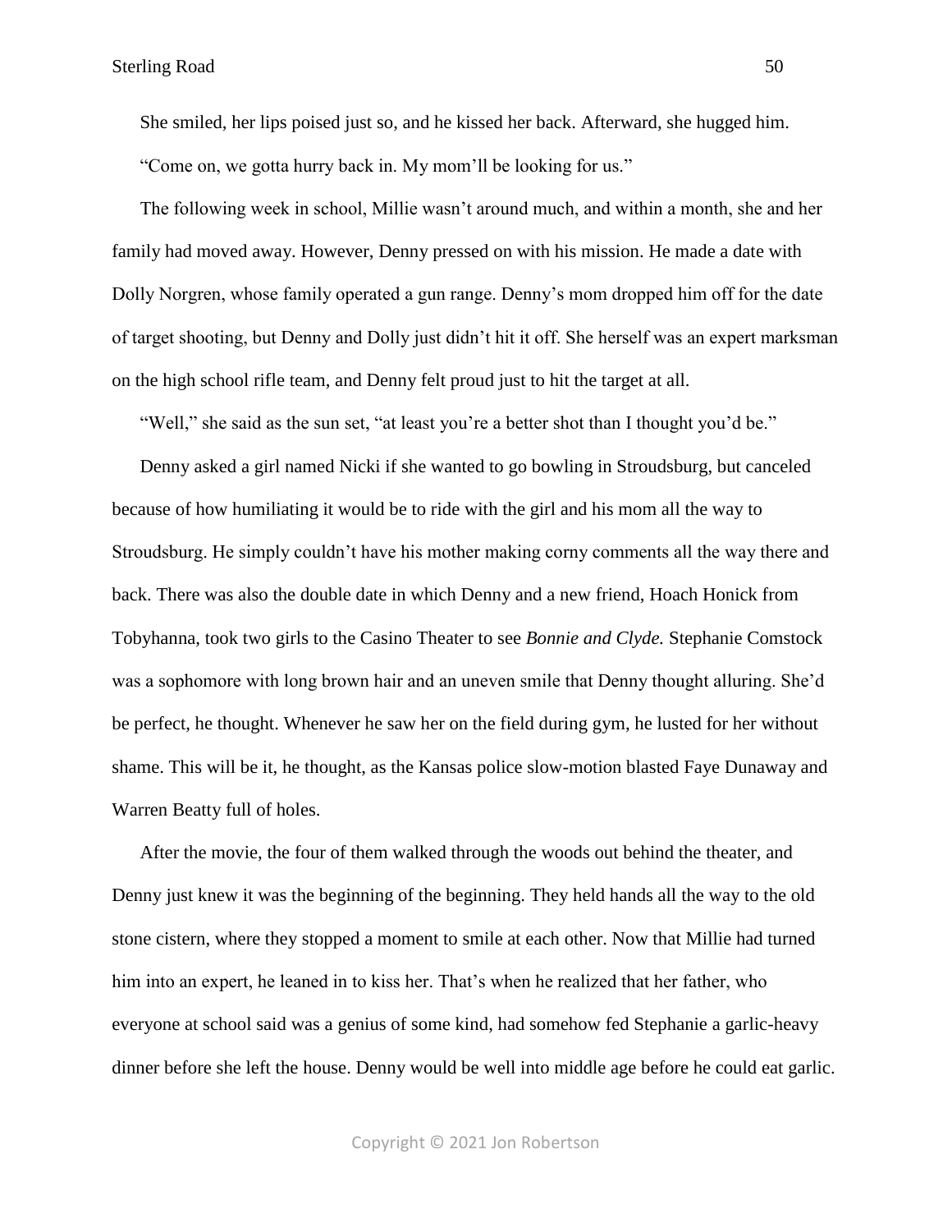She smiled, her lips poised just so, and he kissed her back. Afterward, she hugged him.

"Come on, we gotta hurry back in. My mom'll be looking for us."

The following week in school, Millie wasn't around much, and within a month, she and her family had moved away. However, Denny pressed on with his mission. He made a date with Dolly Norgren, whose family operated a gun range. Denny's mom dropped him off for the date of target shooting, but Denny and Dolly just didn't hit it off. She herself was an expert marksman on the high school rifle team, and Denny felt proud just to hit the target at all.

"Well," she said as the sun set, "at least you're a better shot than I thought you'd be."

Denny asked a girl named Nicki if she wanted to go bowling in Stroudsburg, but canceled because of how humiliating it would be to ride with the girl and his mom all the way to Stroudsburg. He simply couldn't have his mother making corny comments all the way there and back. There was also the double date in which Denny and a new friend, Hoach Honick from Tobyhanna, took two girls to the Casino Theater to see *Bonnie and Clyde.* Stephanie Comstock was a sophomore with long brown hair and an uneven smile that Denny thought alluring. She'd be perfect, he thought. Whenever he saw her on the field during gym, he lusted for her without shame. This will be it, he thought, as the Kansas police slow-motion blasted Faye Dunaway and Warren Beatty full of holes.

After the movie, the four of them walked through the woods out behind the theater, and Denny just knew it was the beginning of the beginning. They held hands all the way to the old stone cistern, where they stopped a moment to smile at each other. Now that Millie had turned him into an expert, he leaned in to kiss her. That's when he realized that her father, who everyone at school said was a genius of some kind, had somehow fed Stephanie a garlic-heavy dinner before she left the house. Denny would be well into middle age before he could eat garlic.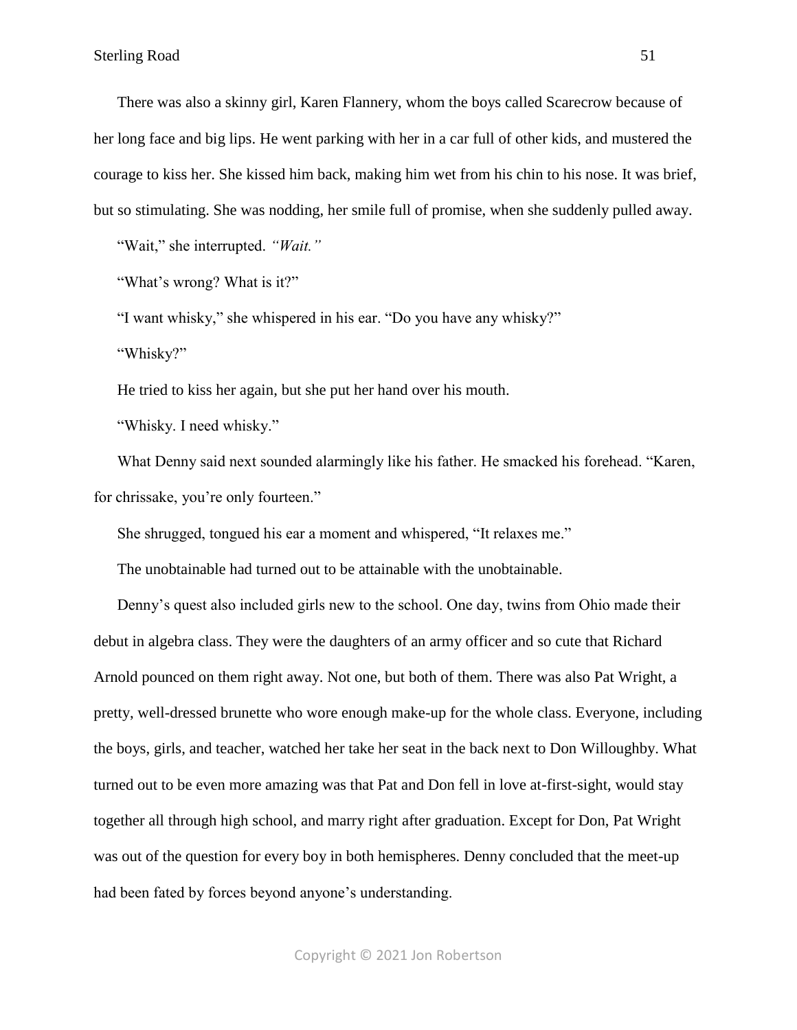There was also a skinny girl, Karen Flannery, whom the boys called Scarecrow because of her long face and big lips. He went parking with her in a car full of other kids, and mustered the courage to kiss her. She kissed him back, making him wet from his chin to his nose. It was brief, but so stimulating. She was nodding, her smile full of promise, when she suddenly pulled away.

"Wait," she interrupted. *"Wait."*

"What's wrong? What is it?"

"I want whisky," she whispered in his ear. "Do you have any whisky?"

"Whisky?"

He tried to kiss her again, but she put her hand over his mouth.

"Whisky. I need whisky."

What Denny said next sounded alarmingly like his father. He smacked his forehead. "Karen, for chrissake, you're only fourteen."

She shrugged, tongued his ear a moment and whispered, "It relaxes me."

The unobtainable had turned out to be attainable with the unobtainable.

Denny's quest also included girls new to the school. One day, twins from Ohio made their debut in algebra class. They were the daughters of an army officer and so cute that Richard Arnold pounced on them right away. Not one, but both of them. There was also Pat Wright, a pretty, well-dressed brunette who wore enough make-up for the whole class. Everyone, including the boys, girls, and teacher, watched her take her seat in the back next to Don Willoughby. What turned out to be even more amazing was that Pat and Don fell in love at-first-sight, would stay together all through high school, and marry right after graduation. Except for Don, Pat Wright was out of the question for every boy in both hemispheres. Denny concluded that the meet-up had been fated by forces beyond anyone's understanding.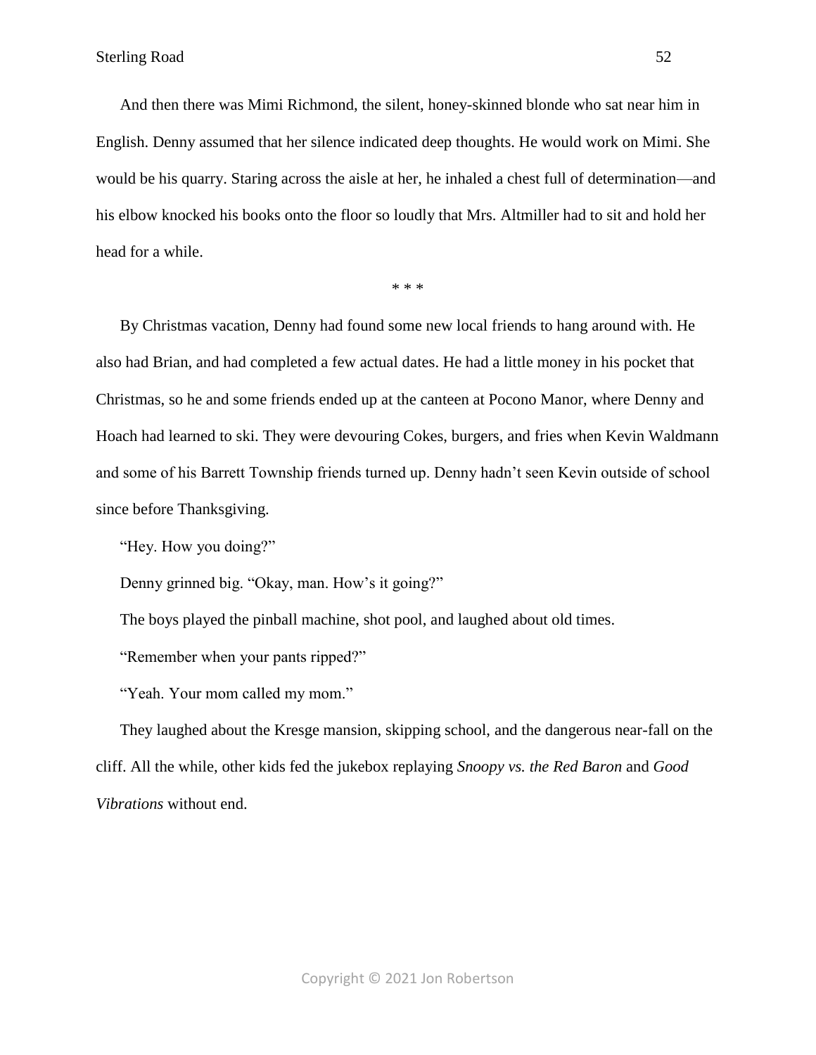And then there was Mimi Richmond, the silent, honey-skinned blonde who sat near him in English. Denny assumed that her silence indicated deep thoughts. He would work on Mimi. She would be his quarry. Staring across the aisle at her, he inhaled a chest full of determination—and his elbow knocked his books onto the floor so loudly that Mrs. Altmiller had to sit and hold her head for a while.

\* \* \*

By Christmas vacation, Denny had found some new local friends to hang around with. He also had Brian, and had completed a few actual dates. He had a little money in his pocket that Christmas, so he and some friends ended up at the canteen at Pocono Manor, where Denny and Hoach had learned to ski. They were devouring Cokes, burgers, and fries when Kevin Waldmann and some of his Barrett Township friends turned up. Denny hadn't seen Kevin outside of school since before Thanksgiving.

"Hey. How you doing?"

Denny grinned big. "Okay, man. How's it going?"

The boys played the pinball machine, shot pool, and laughed about old times.

"Remember when your pants ripped?"

"Yeah. Your mom called my mom."

They laughed about the Kresge mansion, skipping school, and the dangerous near-fall on the cliff. All the while, other kids fed the jukebox replaying *Snoopy vs. the Red Baron* and *Good Vibrations* without end.